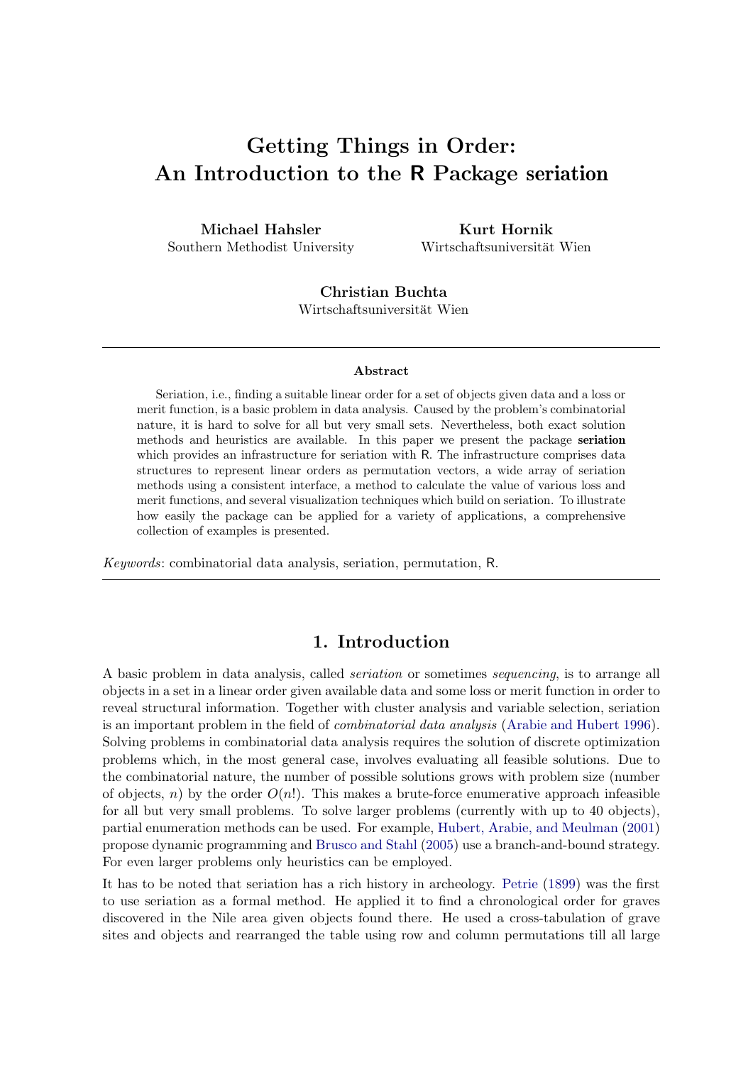# Getting Things in Order: An Introduction to the R Package seriation

**Michael Hahsler**
Southern Methodist University

**Kurt Hornik**
Wirtschaftsuniversität Wien

**Christian Buchta**
Wirtschaftsuniversität Wien

### Abstract

Seriation, i.e., finding a suitable linear order for a set of objects given data and a loss or merit function, is a basic problem in data analysis. Caused by the problem's combinatorial nature, it is hard to solve for all but very small sets. Nevertheless, both exact solution methods and heuristics are available. In this paper we present the package **seriation** which provides an infrastructure for seriation with R. The infrastructure comprises data structures to represent linear orders as permutation vectors, a wide array of seriation methods using a consistent interface, a method to calculate the value of various loss and merit functions, and several visualization techniques which build on seriation. To illustrate how easily the package can be applied for a variety of applications, a comprehensive collection of examples is presented.

*Keywords*: combinatorial data analysis, seriation, permutation, R.

## 1. Introduction

A basic problem in data analysis, called *seriation* or sometimes *sequencing*, is to arrange all objects in a set in a linear order given available data and some loss or merit function in order to reveal structural information. Together with cluster analysis and variable selection, seriation is an important problem in the field of *combinatorial data analysis* (Arabie and Hubert 1996). Solving problems in combinatorial data analysis requires the solution of discrete optimization problems which, in the most general case, involves evaluating all feasible solutions. Due to the combinatorial nature, the number of possible solutions grows with problem size (number of objects, $n$) by the order $O(n!)$. This makes a brute-force enumerative approach infeasible for all but very small problems. To solve larger problems (currently with up to 40 objects), partial enumeration methods can be used. For example, Hubert, Arabie, and Meulman (2001) propose dynamic programming and Brusco and Stahl (2005) use a branch-and-bound strategy. For even larger problems only heuristics can be employed.

It has to be noted that seriation has a rich history in archeology. Petrie (1899) was the first to use seriation as a formal method. He applied it to find a chronological order for graves discovered in the Nile area given objects found there. He used a cross-tabulation of grave sites and objects and rearranged the table using row and column permutations till all large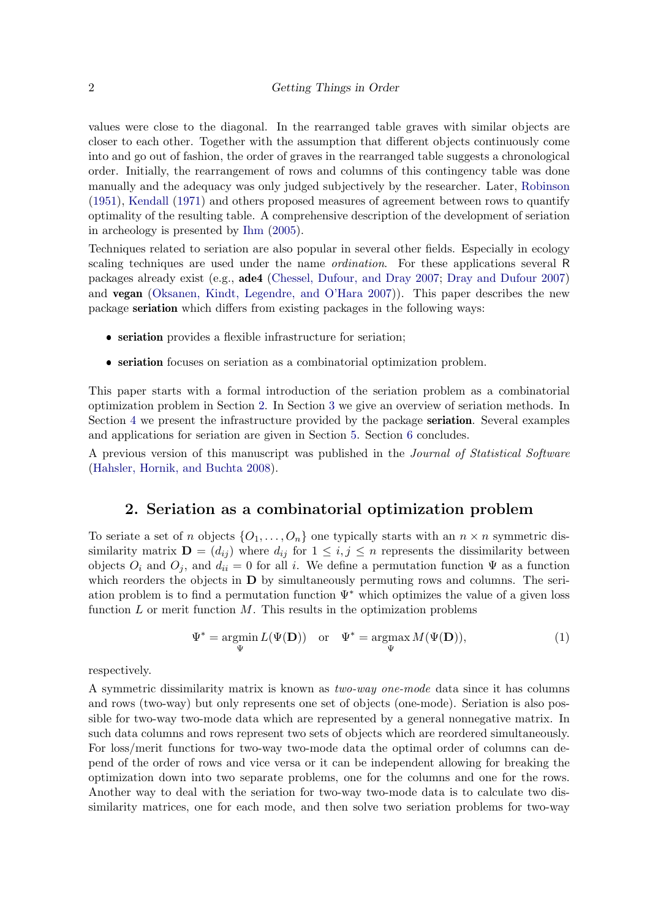values were close to the diagonal. In the rearranged table graves with similar objects are closer to each other. Together with the assumption that different objects continuously come into and go out of fashion, the order of graves in the rearranged table suggests a chronological order. Initially, the rearrangement of rows and columns of this contingency table was done manually and the adequacy was only judged subjectively by the researcher. Later, Robinson (1951), Kendall (1971) and others proposed measures of agreement between rows to quantify optimality of the resulting table. A comprehensive description of the development of seriation in archeology is presented by Ihm (2005).

Techniques related to seriation are also popular in several other fields. Especially in ecology scaling techniques are used under the name *ordination*. For these applications several R packages already exist (e.g., **ade4** (Chessel, Dufour, and Dray 2007; Dray and Dufour 2007) and **vegan** (Oksanen, Kindt, Legendre, and O'Hara 2007)). This paper describes the new package **seriation** which differs from existing packages in the following ways:

- **seriation** provides a flexible infrastructure for seriation;
- **seriation** focuses on seriation as a combinatorial optimization problem.

This paper starts with a formal introduction of the seriation problem as a combinatorial optimization problem in Section 2. In Section 3 we give an overview of seriation methods. In Section 4 we present the infrastructure provided by the package **seriation**. Several examples and applications for seriation are given in Section 5. Section 6 concludes.

A previous version of this manuscript was published in the *Journal of Statistical Software* (Hahsler, Hornik, and Buchta 2008).

## 2. Seriation as a combinatorial optimization problem

To seriate a set of $n$ objects $\{O_1, \ldots, O_n\}$ one typically starts with an $n \times n$ symmetric dissimilarity matrix $\mathbf{D} = (d_{ij})$ where $d_{ij}$ for $1 \leq i, j \leq n$ represents the dissimilarity between objects $O_i$ and $O_j$, and $d_{ii} = 0$ for all $i$. We define a permutation function $\Psi$ as a function which reorders the objects in $\mathbf{D}$ by simultaneously permuting rows and columns. The seriation problem is to find a permutation function $\Psi^*$ which optimizes the value of a given loss function $L$ or merit function $M$. This results in the optimization problems

$$\Psi^* = \operatorname*{argmin}_{\Psi} L(\Psi(\mathbf{D})) \quad \text{or} \quad \Psi^* = \operatorname*{argmax}_{\Psi} M(\Psi(\mathbf{D})), \tag{1}$$

respectively.

A symmetric dissimilarity matrix is known as *two-way one-mode* data since it has columns and rows (two-way) but only represents one set of objects (one-mode). Seriation is also possible for two-way two-mode data which are represented by a general nonnegative matrix. In such data columns and rows represent two sets of objects which are reordered simultaneously. For loss/merit functions for two-way two-mode data the optimal order of columns can depend of the order of rows and vice versa or it can be independent allowing for breaking the optimization down into two separate problems, one for the columns and one for the rows. Another way to deal with the seriation for two-way two-mode data is to calculate two dissimilarity matrices, one for each mode, and then solve two seriation problems for two-way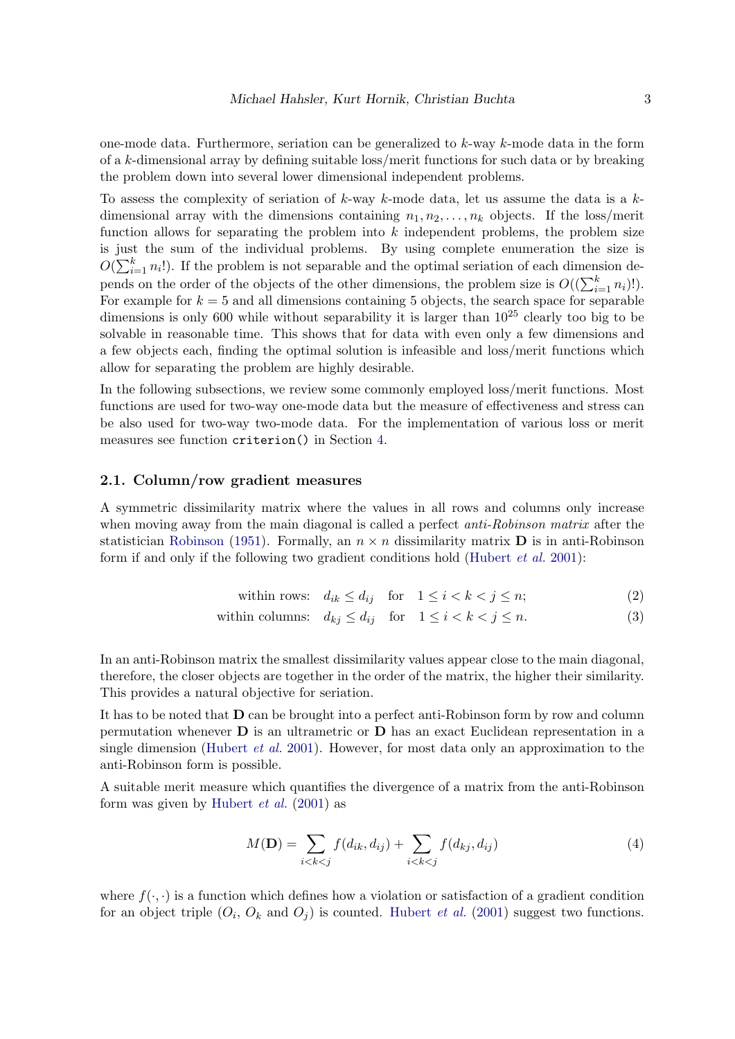one-mode data. Furthermore, seriation can be generalized to $k$-way $k$-mode data in the form of a $k$-dimensional array by defining suitable loss/merit functions for such data or by breaking the problem down into several lower dimensional independent problems.

To assess the complexity of seriation of $k$-way $k$-mode data, let us assume the data is a $k$-dimensional array with the dimensions containing $n_1, n_2, \ldots, n_k$ objects. If the loss/merit function allows for separating the problem into $k$ independent problems, the problem size is just the sum of the individual problems. By using complete enumeration the size is $O(\sum_{i=1}^{k} n_i!)$. If the problem is not separable and the optimal seriation of each dimension depends on the order of the objects of the other dimensions, the problem size is $O((\sum_{i=1}^{k} n_i)!)$. For example for $k = 5$ and all dimensions containing 5 objects, the search space for separable dimensions is only 600 while without separability it is larger than $10^{25}$ clearly too big to be solvable in reasonable time. This shows that for data with even only a few dimensions and a few objects each, finding the optimal solution is infeasible and loss/merit functions which allow for separating the problem are highly desirable.

In the following subsections, we review some commonly employed loss/merit functions. Most functions are used for two-way one-mode data but the measure of effectiveness and stress can be also used for two-way two-mode data. For the implementation of various loss or merit measures see function `criterion()` in Section 4.

### 2.1. Column/row gradient measures

A symmetric dissimilarity matrix where the values in all rows and columns only increase when moving away from the main diagonal is called a perfect *anti-Robinson matrix* after the statistician Robinson (1951). Formally, an $n \times n$ dissimilarity matrix $\mathbf{D}$ is in anti-Robinson form if and only if the following two gradient conditions hold (Hubert *et al.* 2001):

$$\text{within rows:} \quad d_{ik} \leq d_{ij} \quad \text{for} \quad 1 \leq i < k < j \leq n; \tag{2}$$

$$\text{within columns:} \quad d_{kj} \leq d_{ij} \quad \text{for} \quad 1 \leq i < k < j \leq n. \tag{3}$$

In an anti-Robinson matrix the smallest dissimilarity values appear close to the main diagonal, therefore, the closer objects are together in the order of the matrix, the higher their similarity. This provides a natural objective for seriation.

It has to be noted that $\mathbf{D}$ can be brought into a perfect anti-Robinson form by row and column permutation whenever $\mathbf{D}$ is an ultrametric or $\mathbf{D}$ has an exact Euclidean representation in a single dimension (Hubert *et al.* 2001). However, for most data only an approximation to the anti-Robinson form is possible.

A suitable merit measure which quantifies the divergence of a matrix from the anti-Robinson form was given by Hubert *et al.* (2001) as

$$M(\mathbf{D}) = \sum_{i<k<j} f(d_{ik}, d_{ij}) + \sum_{i<k<j} f(d_{kj}, d_{ij}) \tag{4}$$

where $f(\cdot,\cdot)$ is a function which defines how a violation or satisfaction of a gradient condition for an object triple ($O_i$, $O_k$ and $O_j$) is counted. Hubert *et al.* (2001) suggest two functions.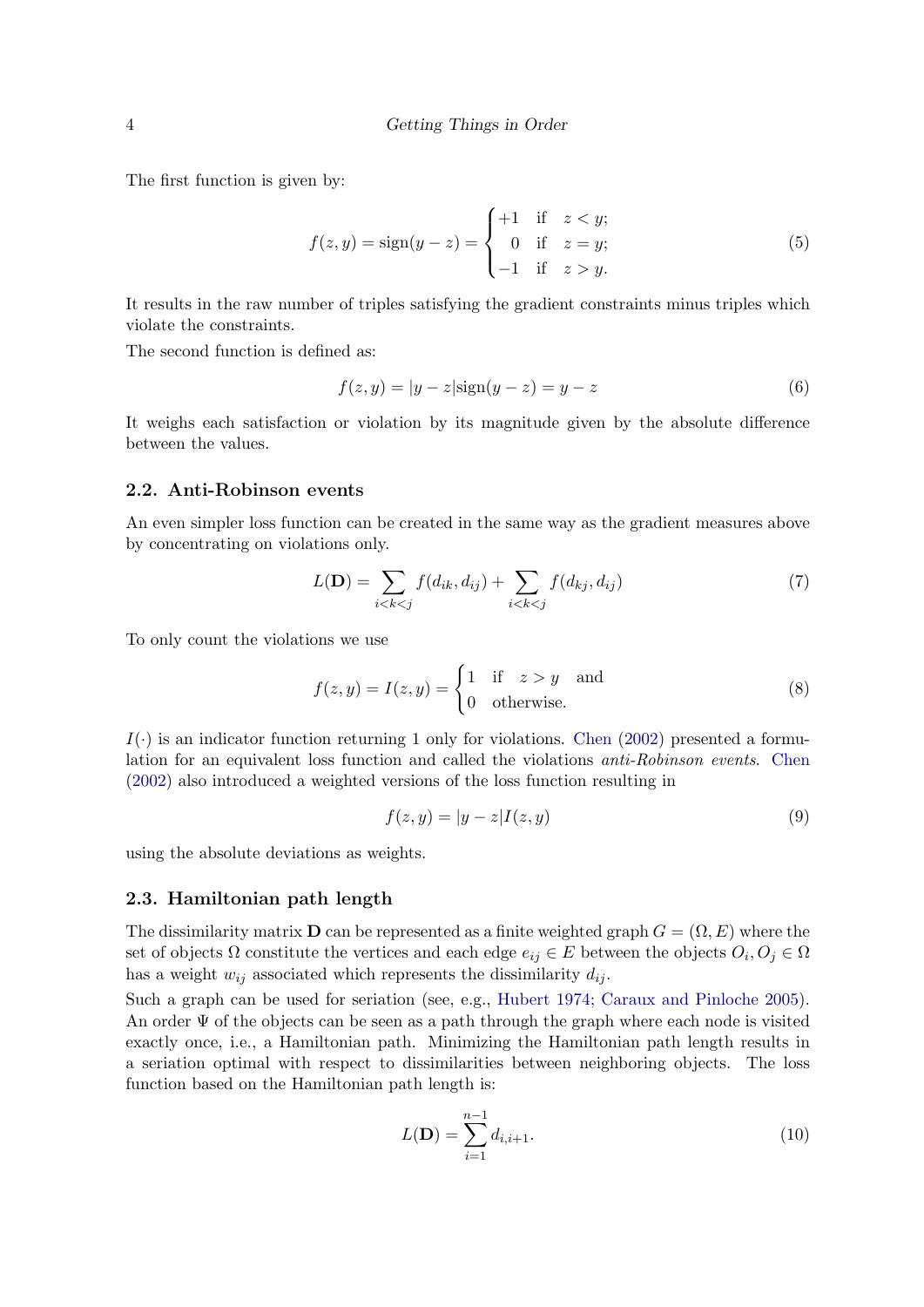The first function is given by:

$$f(z, y) = \text{sign}(y - z) = \begin{cases} +1 & \text{if} \quad z < y; \\ 0 & \text{if} \quad z = y; \\ -1 & \text{if} \quad z > y. \end{cases} \tag{5}$$

It results in the raw number of triples satisfying the gradient constraints minus triples which violate the constraints.

The second function is defined as:

$$f(z, y) = |y - z|\text{sign}(y - z) = y - z \tag{6}$$

It weighs each satisfaction or violation by its magnitude given by the absolute difference between the values.

### 2.2. Anti-Robinson events

An even simpler loss function can be created in the same way as the gradient measures above by concentrating on violations only.

$$L(\mathbf{D}) = \sum_{i<k<j} f(d_{ik}, d_{ij}) + \sum_{i<k<j} f(d_{kj}, d_{ij}) \tag{7}$$

To only count the violations we use

$$f(z, y) = I(z, y) = \begin{cases} 1 & \text{if} \quad z > y \quad \text{and} \\ 0 & \text{otherwise.} \end{cases} \tag{8}$$

$I(\cdot)$ is an indicator function returning 1 only for violations. Chen (2002) presented a formulation for an equivalent loss function and called the violations *anti-Robinson events*. Chen (2002) also introduced a weighted versions of the loss function resulting in

$$f(z, y) = |y - z|I(z, y) \tag{9}$$

using the absolute deviations as weights.

### 2.3. Hamiltonian path length

The dissimilarity matrix $\mathbf{D}$ can be represented as a finite weighted graph $G = (\Omega, E)$ where the set of objects $\Omega$ constitute the vertices and each edge $e_{ij} \in E$ between the objects $O_i, O_j \in \Omega$ has a weight $w_{ij}$ associated which represents the dissimilarity $d_{ij}$.

Such a graph can be used for seriation (see, e.g., Hubert 1974; Caraux and Pinloche 2005). An order $\Psi$ of the objects can be seen as a path through the graph where each node is visited exactly once, i.e., a Hamiltonian path. Minimizing the Hamiltonian path length results in a seriation optimal with respect to dissimilarities between neighboring objects. The loss function based on the Hamiltonian path length is:

$$L(\mathbf{D}) = \sum_{i=1}^{n-1} d_{i,i+1}. \tag{10}$$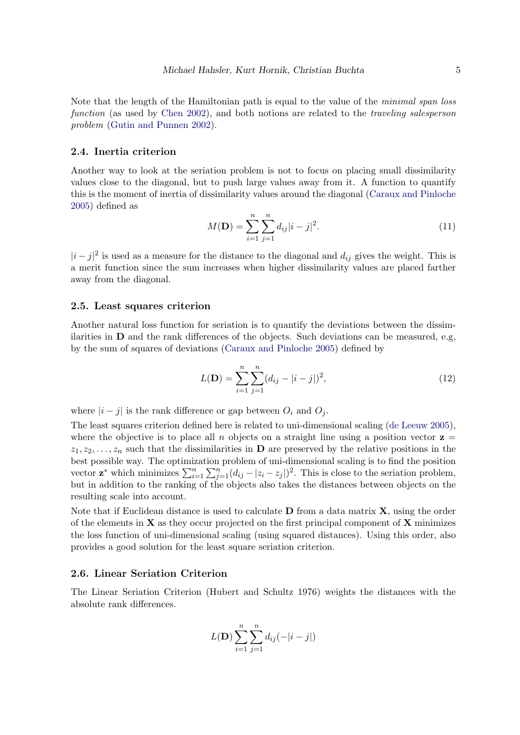Note that the length of the Hamiltonian path is equal to the value of the *minimal span loss function* (as used by Chen 2002), and both notions are related to the *traveling salesperson problem* (Gutin and Punnen 2002).

### 2.4. Inertia criterion

Another way to look at the seriation problem is not to focus on placing small dissimilarity values close to the diagonal, but to push large values away from it. A function to quantify this is the moment of inertia of dissimilarity values around the diagonal (Caraux and Pinloche 2005) defined as

$$M(\mathbf{D}) = \sum_{i=1}^{n} \sum_{j=1}^{n} d_{ij} |i-j|^2. \tag{11}$$

$|i-j|^2$ is used as a measure for the distance to the diagonal and $d_{ij}$ gives the weight. This is a merit function since the sum increases when higher dissimilarity values are placed farther away from the diagonal.

### 2.5. Least squares criterion

Another natural loss function for seriation is to quantify the deviations between the dissimilarities in $\mathbf{D}$ and the rank differences of the objects. Such deviations can be measured, e.g, by the sum of squares of deviations (Caraux and Pinloche 2005) defined by

$$L(\mathbf{D}) = \sum_{i=1}^{n} \sum_{j=1}^{n} (d_{ij} - |i-j|)^2, \tag{12}$$

where $|i-j|$ is the rank difference or gap between $O_i$ and $O_j$.

The least squares criterion defined here is related to uni-dimensional scaling (de Leeuw 2005), where the objective is to place all $n$ objects on a straight line using a position vector $\mathbf{z} = z_1, z_2, \ldots, z_n$ such that the dissimilarities in $\mathbf{D}$ are preserved by the relative positions in the best possible way. The optimization problem of uni-dimensional scaling is to find the position vector $\mathbf{z}^*$ which minimizes $\sum_{i=1}^{n} \sum_{j=1}^{n} (d_{ij} - |z_i - z_j|)^2$. This is close to the seriation problem, but in addition to the ranking of the objects also takes the distances between objects on the resulting scale into account.

Note that if Euclidean distance is used to calculate $\mathbf{D}$ from a data matrix $\mathbf{X}$, using the order of the elements in $\mathbf{X}$ as they occur projected on the first principal component of $\mathbf{X}$ minimizes the loss function of uni-dimensional scaling (using squared distances). Using this order, also provides a good solution for the least square seriation criterion.

### 2.6. Linear Seriation Criterion

The Linear Seriation Criterion (Hubert and Schultz 1976) weights the distances with the absolute rank differences.

$$L(\mathbf{D}) \sum_{i=1}^{n} \sum_{j=1}^{n} d_{ij} (-|i-j|)$$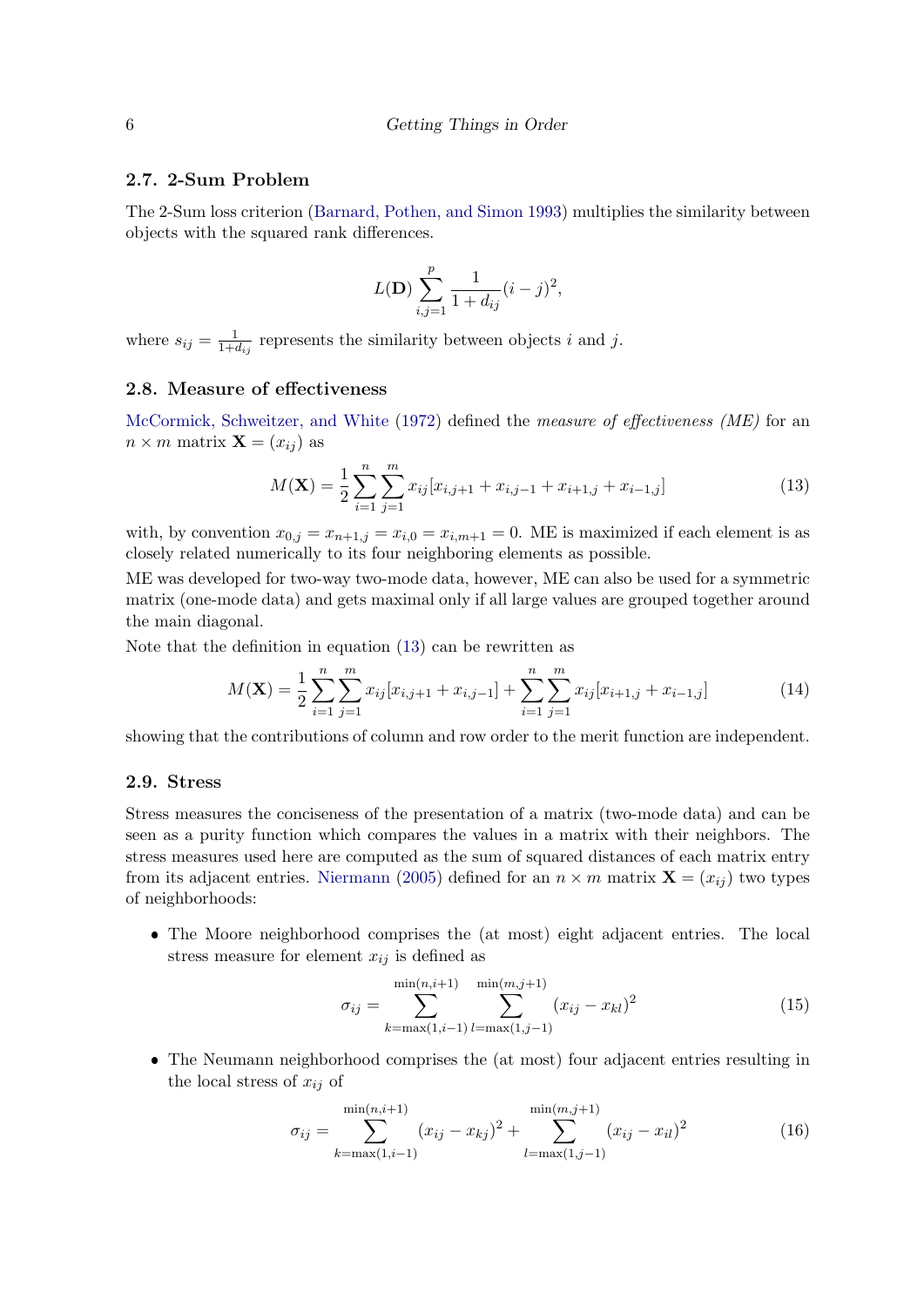### 2.7. 2-Sum Problem

The 2-Sum loss criterion (Barnard, Pothen, and Simon 1993) multiplies the similarity between objects with the squared rank differences.

$$L(\mathbf{D}) \sum_{i,j=1}^{p} \frac{1}{1+d_{ij}}(i-j)^2,$$

where $s_{ij} = \frac{1}{1+d_{ij}}$ represents the similarity between objects $i$ and $j$.

### 2.8. Measure of effectiveness

McCormick, Schweitzer, and White (1972) defined the *measure of effectiveness (ME)* for an $n \times m$ matrix $\mathbf{X} = (x_{ij})$ as

$$M(\mathbf{X}) = \frac{1}{2} \sum_{i=1}^{n} \sum_{j=1}^{m} x_{ij}[x_{i,j+1} + x_{i,j-1} + x_{i+1,j} + x_{i-1,j}] \tag{13}$$

with, by convention $x_{0,j} = x_{n+1,j} = x_{i,0} = x_{i,m+1} = 0$. ME is maximized if each element is as closely related numerically to its four neighboring elements as possible.

ME was developed for two-way two-mode data, however, ME can also be used for a symmetric matrix (one-mode data) and gets maximal only if all large values are grouped together around the main diagonal.

Note that the definition in equation (13) can be rewritten as

$$M(\mathbf{X}) = \frac{1}{2} \sum_{i=1}^{n} \sum_{j=1}^{m} x_{ij}[x_{i,j+1} + x_{i,j-1}] + \sum_{i=1}^{n} \sum_{j=1}^{m} x_{ij}[x_{i+1,j} + x_{i-1,j}] \tag{14}$$

showing that the contributions of column and row order to the merit function are independent.

### 2.9. Stress

Stress measures the conciseness of the presentation of a matrix (two-mode data) and can be seen as a purity function which compares the values in a matrix with their neighbors. The stress measures used here are computed as the sum of squared distances of each matrix entry from its adjacent entries. Niermann (2005) defined for an $n \times m$ matrix $\mathbf{X} = (x_{ij})$ two types of neighborhoods:

- The Moore neighborhood comprises the (at most) eight adjacent entries. The local stress measure for element $x_{ij}$ is defined as

$$\sigma_{ij} = \sum_{k=\max(1,i-1)}^{\min(n,i+1)} \sum_{l=\max(1,j-1)}^{\min(m,j+1)} (x_{ij} - x_{kl})^2 \tag{15}$$

- The Neumann neighborhood comprises the (at most) four adjacent entries resulting in the local stress of $x_{ij}$ of

$$\sigma_{ij} = \sum_{k=\max(1,i-1)}^{\min(n,i+1)} (x_{ij} - x_{kj})^2 + \sum_{l=\max(1,j-1)}^{\min(m,j+1)} (x_{ij} - x_{il})^2 \tag{16}$$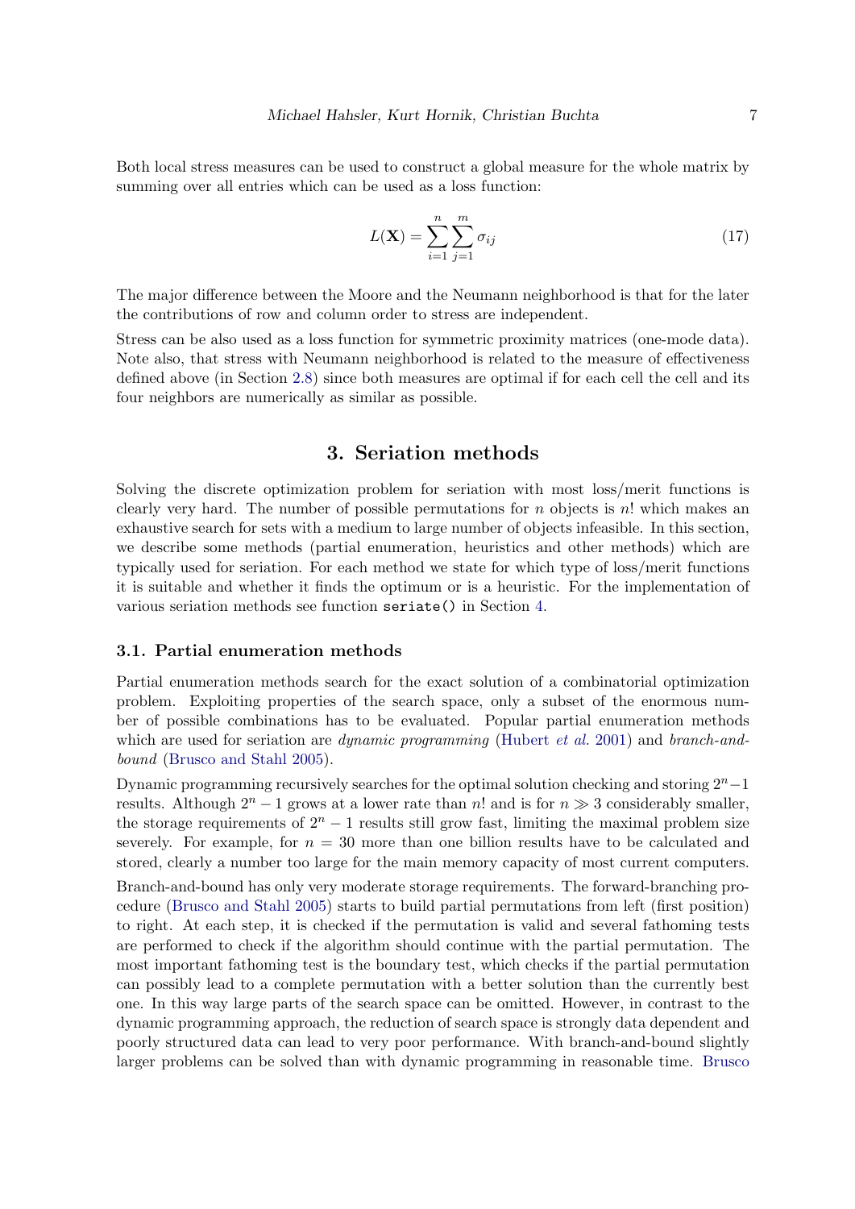Both local stress measures can be used to construct a global measure for the whole matrix by summing over all entries which can be used as a loss function:

$$L(\mathbf{X}) = \sum_{i=1}^{n} \sum_{j=1}^{m} \sigma_{ij} \tag{17}$$

The major difference between the Moore and the Neumann neighborhood is that for the later the contributions of row and column order to stress are independent.

Stress can be also used as a loss function for symmetric proximity matrices (one-mode data). Note also, that stress with Neumann neighborhood is related to the measure of effectiveness defined above (in Section 2.8) since both measures are optimal if for each cell the cell and its four neighbors are numerically as similar as possible.

## 3. Seriation methods

Solving the discrete optimization problem for seriation with most loss/merit functions is clearly very hard. The number of possible permutations for $n$ objects is $n!$ which makes an exhaustive search for sets with a medium to large number of objects infeasible. In this section, we describe some methods (partial enumeration, heuristics and other methods) which are typically used for seriation. For each method we state for which type of loss/merit functions it is suitable and whether it finds the optimum or is a heuristic. For the implementation of various seriation methods see function `seriate()` in Section 4.

### 3.1. Partial enumeration methods

Partial enumeration methods search for the exact solution of a combinatorial optimization problem. Exploiting properties of the search space, only a subset of the enormous number of possible combinations has to be evaluated. Popular partial enumeration methods which are used for seriation are *dynamic programming* (Hubert *et al.* 2001) and *branch-and-bound* (Brusco and Stahl 2005).

Dynamic programming recursively searches for the optimal solution checking and storing $2^n - 1$ results. Although $2^n - 1$ grows at a lower rate than $n!$ and is for $n \gg 3$ considerably smaller, the storage requirements of $2^n - 1$ results still grow fast, limiting the maximal problem size severely. For example, for $n = 30$ more than one billion results have to be calculated and stored, clearly a number too large for the main memory capacity of most current computers.

Branch-and-bound has only very moderate storage requirements. The forward-branching procedure (Brusco and Stahl 2005) starts to build partial permutations from left (first position) to right. At each step, it is checked if the permutation is valid and several fathoming tests are performed to check if the algorithm should continue with the partial permutation. The most important fathoming test is the boundary test, which checks if the partial permutation can possibly lead to a complete permutation with a better solution than the currently best one. In this way large parts of the search space can be omitted. However, in contrast to the dynamic programming approach, the reduction of search space is strongly data dependent and poorly structured data can lead to very poor performance. With branch-and-bound slightly larger problems can be solved than with dynamic programming in reasonable time. Brusco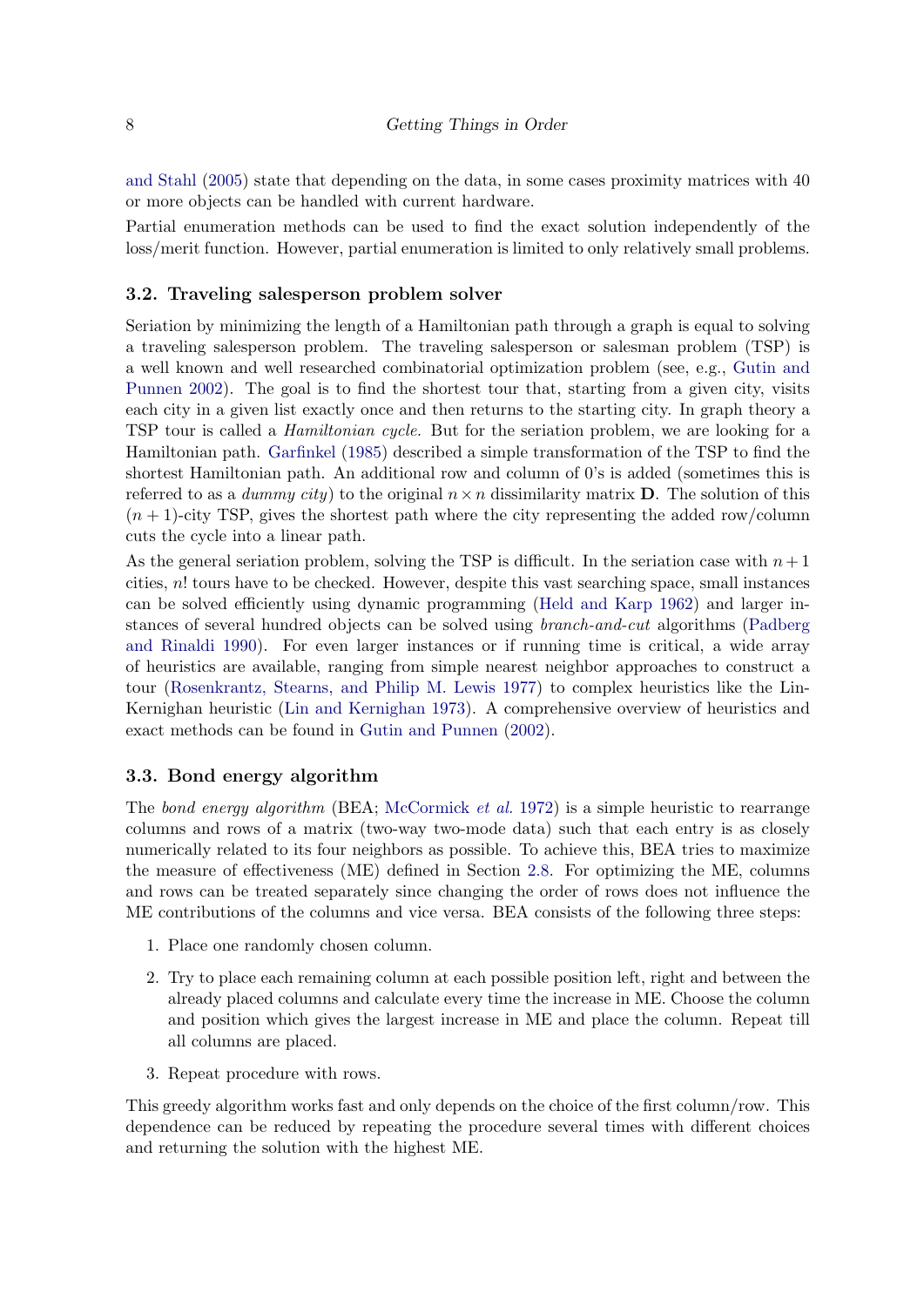and Stahl (2005) state that depending on the data, in some cases proximity matrices with 40 or more objects can be handled with current hardware.

Partial enumeration methods can be used to find the exact solution independently of the loss/merit function. However, partial enumeration is limited to only relatively small problems.

### 3.2. Traveling salesperson problem solver

Seriation by minimizing the length of a Hamiltonian path through a graph is equal to solving a traveling salesperson problem. The traveling salesperson or salesman problem (TSP) is a well known and well researched combinatorial optimization problem (see, e.g., Gutin and Punnen 2002). The goal is to find the shortest tour that, starting from a given city, visits each city in a given list exactly once and then returns to the starting city. In graph theory a TSP tour is called a *Hamiltonian cycle*. But for the seriation problem, we are looking for a Hamiltonian path. Garfinkel (1985) described a simple transformation of the TSP to find the shortest Hamiltonian path. An additional row and column of 0's is added (sometimes this is referred to as a *dummy city*) to the original $n \times n$ dissimilarity matrix $\mathbf{D}$. The solution of this $(n+1)$-city TSP, gives the shortest path where the city representing the added row/column cuts the cycle into a linear path.

As the general seriation problem, solving the TSP is difficult. In the seriation case with $n+1$ cities, $n!$ tours have to be checked. However, despite this vast searching space, small instances can be solved efficiently using dynamic programming (Held and Karp 1962) and larger instances of several hundred objects can be solved using *branch-and-cut* algorithms (Padberg and Rinaldi 1990). For even larger instances or if running time is critical, a wide array of heuristics are available, ranging from simple nearest neighbor approaches to construct a tour (Rosenkrantz, Stearns, and Philip M. Lewis 1977) to complex heuristics like the Lin-Kernighan heuristic (Lin and Kernighan 1973). A comprehensive overview of heuristics and exact methods can be found in Gutin and Punnen (2002).

### 3.3. Bond energy algorithm

The *bond energy algorithm* (BEA; McCormick *et al.* 1972) is a simple heuristic to rearrange columns and rows of a matrix (two-way two-mode data) such that each entry is as closely numerically related to its four neighbors as possible. To achieve this, BEA tries to maximize the measure of effectiveness (ME) defined in Section 2.8. For optimizing the ME, columns and rows can be treated separately since changing the order of rows does not influence the ME contributions of the columns and vice versa. BEA consists of the following three steps:

1. Place one randomly chosen column.
2. Try to place each remaining column at each possible position left, right and between the already placed columns and calculate every time the increase in ME. Choose the column and position which gives the largest increase in ME and place the column. Repeat till all columns are placed.
3. Repeat procedure with rows.

This greedy algorithm works fast and only depends on the choice of the first column/row. This dependence can be reduced by repeating the procedure several times with different choices and returning the solution with the highest ME.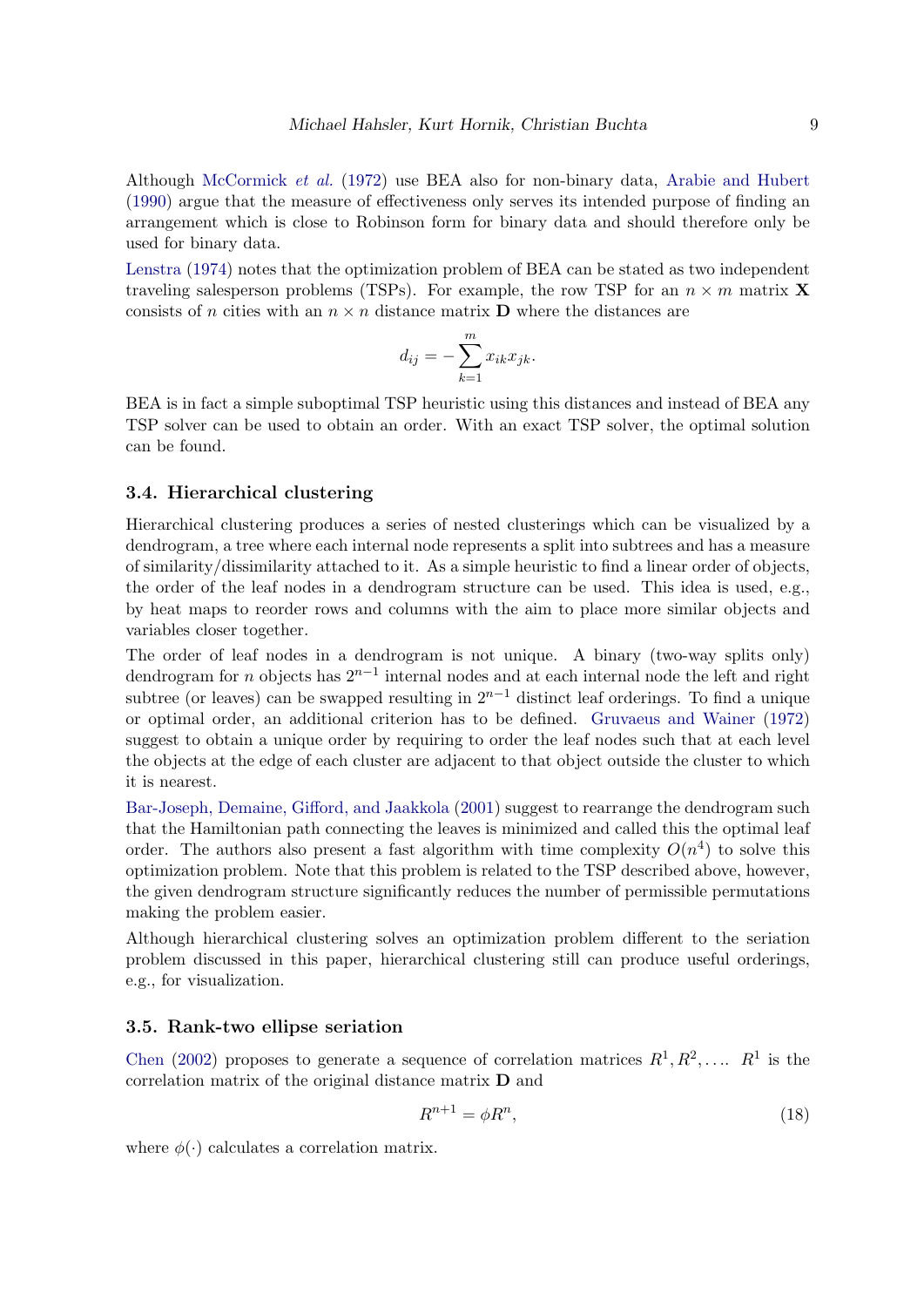Although McCormick *et al.* (1972) use BEA also for non-binary data, Arabie and Hubert (1990) argue that the measure of effectiveness only serves its intended purpose of finding an arrangement which is close to Robinson form for binary data and should therefore only be used for binary data.

Lenstra (1974) notes that the optimization problem of BEA can be stated as two independent traveling salesperson problems (TSPs). For example, the row TSP for an $n \times m$ matrix $\mathbf{X}$ consists of $n$ cities with an $n \times n$ distance matrix $\mathbf{D}$ where the distances are

$$d_{ij} = -\sum_{k=1}^{m} x_{ik} x_{jk}.$$

BEA is in fact a simple suboptimal TSP heuristic using this distances and instead of BEA any TSP solver can be used to obtain an order. With an exact TSP solver, the optimal solution can be found.

### 3.4. Hierarchical clustering

Hierarchical clustering produces a series of nested clusterings which can be visualized by a dendrogram, a tree where each internal node represents a split into subtrees and has a measure of similarity/dissimilarity attached to it. As a simple heuristic to find a linear order of objects, the order of the leaf nodes in a dendrogram structure can be used. This idea is used, e.g., by heat maps to reorder rows and columns with the aim to place more similar objects and variables closer together.

The order of leaf nodes in a dendrogram is not unique. A binary (two-way splits only) dendrogram for $n$ objects has $2^{n-1}$ internal nodes and at each internal node the left and right subtree (or leaves) can be swapped resulting in $2^{n-1}$ distinct leaf orderings. To find a unique or optimal order, an additional criterion has to be defined. Gruvaeus and Wainer (1972) suggest to obtain a unique order by requiring to order the leaf nodes such that at each level the objects at the edge of each cluster are adjacent to that object outside the cluster to which it is nearest.

Bar-Joseph, Demaine, Gifford, and Jaakkola (2001) suggest to rearrange the dendrogram such that the Hamiltonian path connecting the leaves is minimized and called this the optimal leaf order. The authors also present a fast algorithm with time complexity $O(n^4)$ to solve this optimization problem. Note that this problem is related to the TSP described above, however, the given dendrogram structure significantly reduces the number of permissible permutations making the problem easier.

Although hierarchical clustering solves an optimization problem different to the seriation problem discussed in this paper, hierarchical clustering still can produce useful orderings, e.g., for visualization.

### 3.5. Rank-two ellipse seriation

Chen (2002) proposes to generate a sequence of correlation matrices $R^1, R^2, \ldots$. $R^1$ is the correlation matrix of the original distance matrix $\mathbf{D}$ and

$$R^{n+1} = \phi R^n, \tag{18}$$

where $\phi(\cdot)$ calculates a correlation matrix.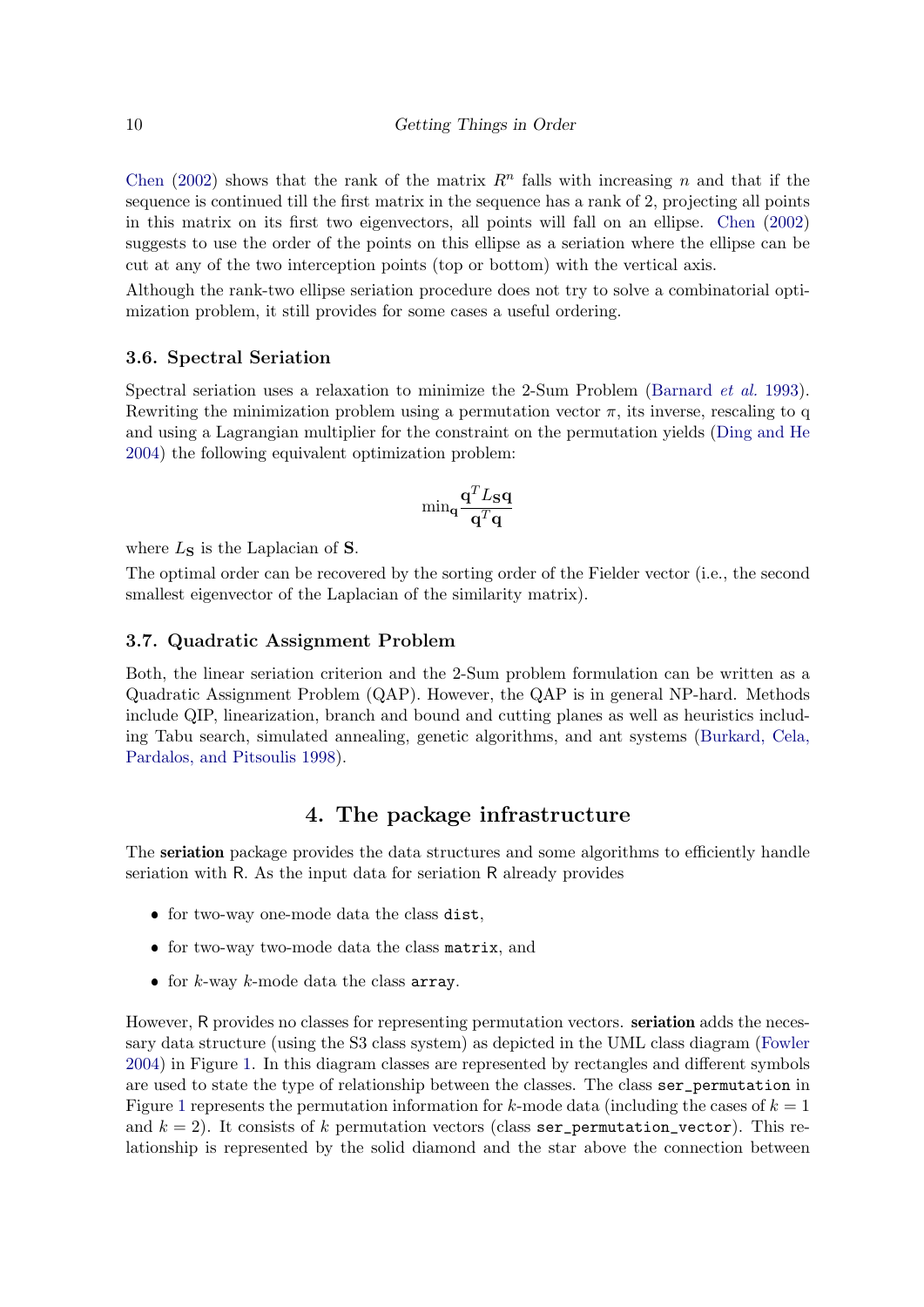Chen (2002) shows that the rank of the matrix $R^n$ falls with increasing $n$ and that if the sequence is continued till the first matrix in the sequence has a rank of 2, projecting all points in this matrix on its first two eigenvectors, all points will fall on an ellipse. Chen (2002) suggests to use the order of the points on this ellipse as a seriation where the ellipse can be cut at any of the two interception points (top or bottom) with the vertical axis.

Although the rank-two ellipse seriation procedure does not try to solve a combinatorial optimization problem, it still provides for some cases a useful ordering.

### 3.6. Spectral Seriation

Spectral seriation uses a relaxation to minimize the 2-Sum Problem (Barnard *et al.* 1993). Rewriting the minimization problem using a permutation vector $\pi$, its inverse, rescaling to q and using a Lagrangian multiplier for the constraint on the permutation yields (Ding and He 2004) the following equivalent optimization problem:

$$\min_{\mathbf{q}} \frac{\mathbf{q}^T L_{\mathbf{S}} \mathbf{q}}{\mathbf{q}^T \mathbf{q}}$$

where $L_{\mathbf{S}}$ is the Laplacian of $\mathbf{S}$.

The optimal order can be recovered by the sorting order of the Fielder vector (i.e., the second smallest eigenvector of the Laplacian of the similarity matrix).

### 3.7. Quadratic Assignment Problem

Both, the linear seriation criterion and the 2-Sum problem formulation can be written as a Quadratic Assignment Problem (QAP). However, the QAP is in general NP-hard. Methods include QIP, linearization, branch and bound and cutting planes as well as heuristics including Tabu search, simulated annealing, genetic algorithms, and ant systems (Burkard, Cela, Pardalos, and Pitsoulis 1998).

## 4. The package infrastructure

The **seriation** package provides the data structures and some algorithms to efficiently handle seriation with R. As the input data for seriation R already provides

- for two-way one-mode data the class `dist`,
- for two-way two-mode data the class `matrix`, and
- for $k$-way $k$-mode data the class `array`.

However, R provides no classes for representing permutation vectors. **seriation** adds the necessary data structure (using the S3 class system) as depicted in the UML class diagram (Fowler 2004) in Figure 1. In this diagram classes are represented by rectangles and different symbols are used to state the type of relationship between the classes. The class `ser_permutation` in Figure 1 represents the permutation information for $k$-mode data (including the cases of $k = 1$ and $k = 2$). It consists of $k$ permutation vectors (class `ser_permutation_vector`). This relationship is represented by the solid diamond and the star above the connection between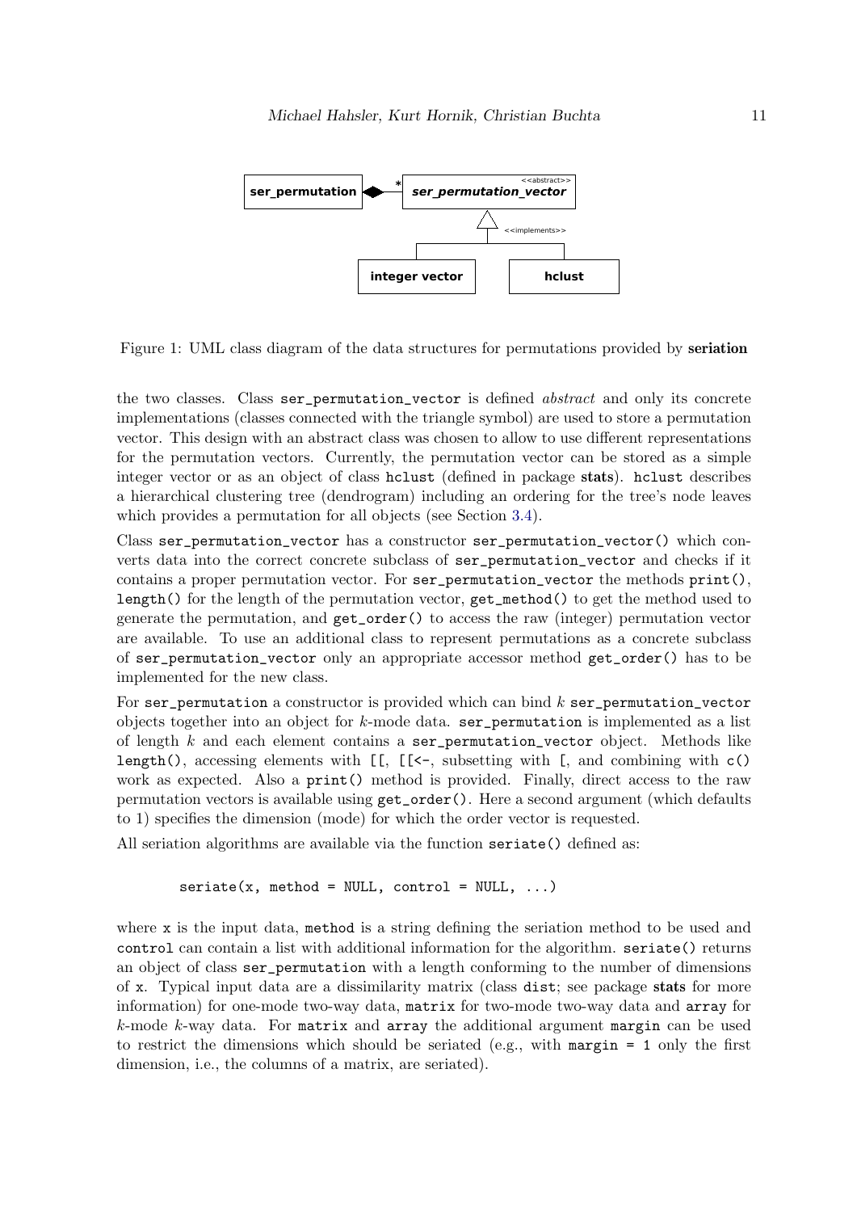Figure 1: UML class diagram of the data structures for permutations provided by **seriation**

the two classes. Class `ser_permutation_vector` is defined *abstract* and only its concrete implementations (classes connected with the triangle symbol) are used to store a permutation vector. This design with an abstract class was chosen to allow to use different representations for the permutation vectors. Currently, the permutation vector can be stored as a simple integer vector or as an object of class `hclust` (defined in package **stats**). `hclust` describes a hierarchical clustering tree (dendrogram) including an ordering for the tree's node leaves which provides a permutation for all objects (see Section 3.4).

Class `ser_permutation_vector` has a constructor `ser_permutation_vector()` which converts data into the correct concrete subclass of `ser_permutation_vector` and checks if it contains a proper permutation vector. For `ser_permutation_vector` the methods `print()`, `length()` for the length of the permutation vector, `get_method()` to get the method used to generate the permutation, and `get_order()` to access the raw (integer) permutation vector are available. To use an additional class to represent permutations as a concrete subclass of `ser_permutation_vector` only an appropriate accessor method `get_order()` has to be implemented for the new class.

For `ser_permutation` a constructor is provided which can bind $k$ `ser_permutation_vector` objects together into an object for $k$-mode data. `ser_permutation` is implemented as a list of length $k$ and each element contains a `ser_permutation_vector` object. Methods like `length()`, accessing elements with `[[`, `[[<-`, subsetting with `[`, and combining with `c()` work as expected. Also a `print()` method is provided. Finally, direct access to the raw permutation vectors is available using `get_order()`. Here a second argument (which defaults to 1) specifies the dimension (mode) for which the order vector is requested.

All seriation algorithms are available via the function `seriate()` defined as:

```
seriate(x, method = NULL, control = NULL, ...)
```

where `x` is the input data, `method` is a string defining the seriation method to be used and `control` can contain a list with additional information for the algorithm. `seriate()` returns an object of class `ser_permutation` with a length conforming to the number of dimensions of `x`. Typical input data are a dissimilarity matrix (class `dist`; see package **stats** for more information) for one-mode two-way data, `matrix` for two-mode two-way data and `array` for $k$-mode $k$-way data. For `matrix` and `array` the additional argument `margin` can be used to restrict the dimensions which should be seriated (e.g., with `margin = 1` only the first dimension, i.e., the columns of a matrix, are seriated).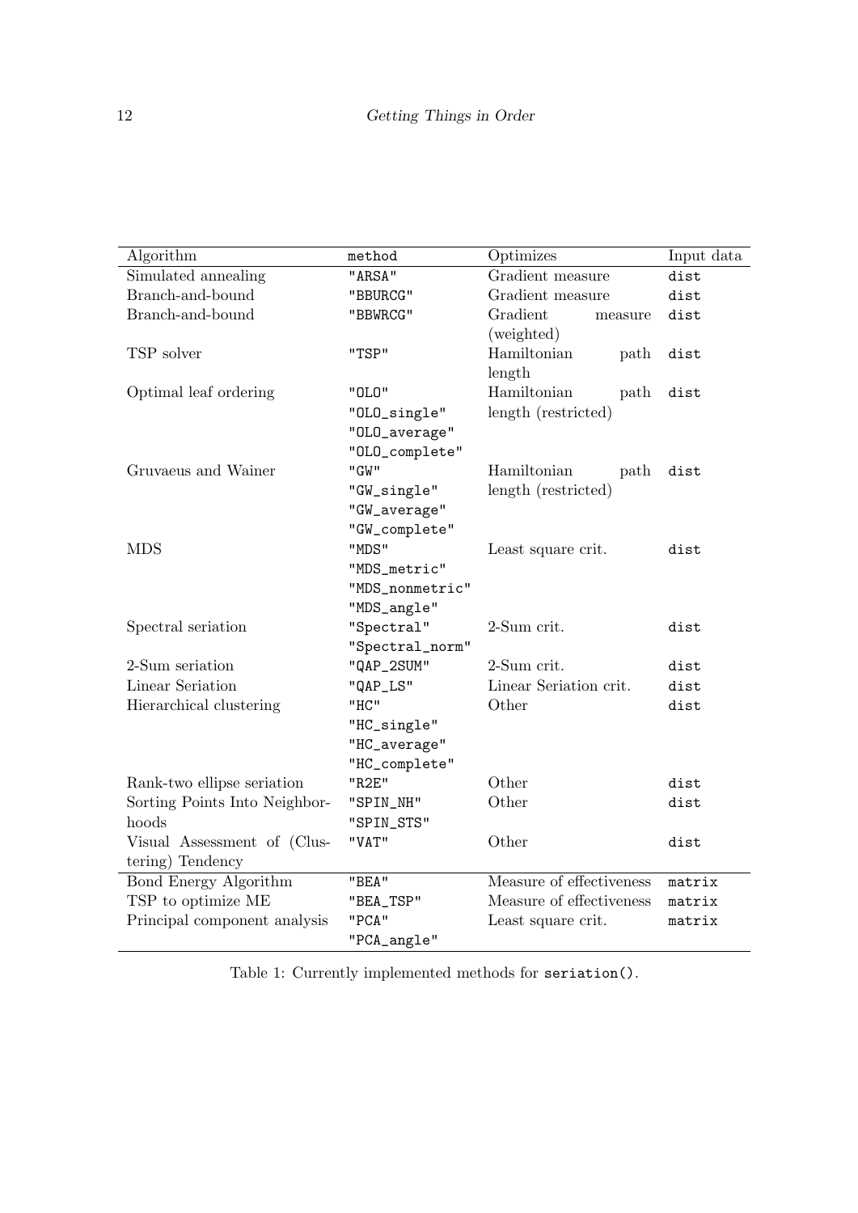| Algorithm | method | Optimizes | Input data |
| --- | --- | --- | --- |
| Simulated annealing | "ARSA" | Gradient measure | dist |
| Branch-and-bound | "BBURCG" | Gradient measure | dist |
| Branch-and-bound | "BBWRCG" | Gradient measure (weighted) | dist |
| TSP solver | "TSP" | Hamiltonian path length | dist |
| Optimal leaf ordering | "OLO" "OLO_single" "OLO_average" "OLO_complete" | Hamiltonian path length (restricted) | dist |
| Gruvaeus and Wainer | "GW" "GW_single" "GW_average" "GW_complete" | Hamiltonian path length (restricted) | dist |
| MDS | "MDS" "MDS_metric" "MDS_nonmetric" "MDS_angle" | Least square crit. | dist |
| Spectral seriation | "Spectral" "Spectral_norm" | 2-Sum crit. | dist |
| 2-Sum seriation | "QAP_2SUM" | 2-Sum crit. | dist |
| Linear Seriation | "QAP_LS" | Linear Seriation crit. | dist |
| Hierarchical clustering | "HC" "HC_single" "HC_average" "HC_complete" | Other | dist |
| Rank-two ellipse seriation | "R2E" | Other | dist |
| Sorting Points Into Neighborhoods | "SPIN_NH" "SPIN_STS" | Other | dist |
| Visual Assessment of (Clustering) Tendency | "VAT" | Other | dist |
| Bond Energy Algorithm | "BEA" | Measure of effectiveness | matrix |
| TSP to optimize ME | "BEA_TSP" | Measure of effectiveness | matrix |
| Principal component analysis | "PCA" "PCA_angle" | Least square crit. | matrix |

Table 1: Currently implemented methods for `seriation()`.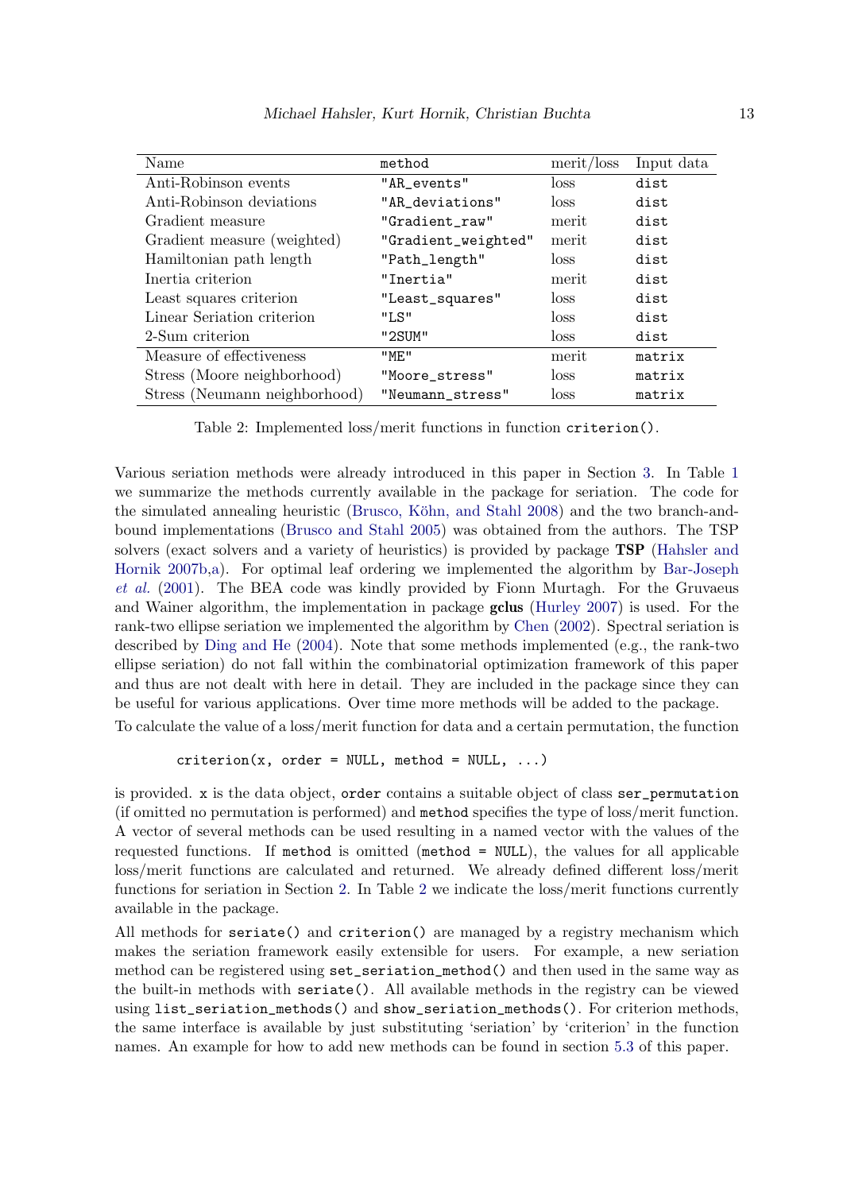| Name | method | merit/loss | Input data |
|---|---|---|---|
| Anti-Robinson events | "AR_events" | loss | dist |
| Anti-Robinson deviations | "AR_deviations" | loss | dist |
| Gradient measure | "Gradient_raw" | merit | dist |
| Gradient measure (weighted) | "Gradient_weighted" | merit | dist |
| Hamiltonian path length | "Path_length" | loss | dist |
| Inertia criterion | "Inertia" | merit | dist |
| Least squares criterion | "Least_squares" | loss | dist |
| Linear Seriation criterion | "LS" | loss | dist |
| 2-Sum criterion | "2SUM" | loss | dist |
| Measure of effectiveness | "ME" | merit | matrix |
| Stress (Moore neighborhood) | "Moore_stress" | loss | matrix |
| Stress (Neumann neighborhood) | "Neumann_stress" | loss | matrix |

Table 2: Implemented loss/merit functions in function `criterion()`.

Various seriation methods were already introduced in this paper in Section 3. In Table 1 we summarize the methods currently available in the package for seriation. The code for the simulated annealing heuristic (Brusco, Köhn, and Stahl 2008) and the two branch-and-bound implementations (Brusco and Stahl 2005) was obtained from the authors. The TSP solvers (exact solvers and a variety of heuristics) is provided by package **TSP** (Hahsler and Hornik 2007b,a). For optimal leaf ordering we implemented the algorithm by Bar-Joseph *et al.* (2001). The BEA code was kindly provided by Fionn Murtagh. For the Gruvaeus and Wainer algorithm, the implementation in package **gclus** (Hurley 2007) is used. For the rank-two ellipse seriation we implemented the algorithm by Chen (2002). Spectral seriation is described by Ding and He (2004). Note that some methods implemented (e.g., the rank-two ellipse seriation) do not fall within the combinatorial optimization framework of this paper and thus are not dealt with here in detail. They are included in the package since they can be useful for various applications. Over time more methods will be added to the package.

To calculate the value of a loss/merit function for data and a certain permutation, the function

```
criterion(x, order = NULL, method = NULL, ...)
```

is provided. `x` is the data object, `order` contains a suitable object of class `ser_permutation` (if omitted no permutation is performed) and `method` specifies the type of loss/merit function. A vector of several methods can be used resulting in a named vector with the values of the requested functions. If `method` is omitted (`method = NULL`), the values for all applicable loss/merit functions are calculated and returned. We already defined different loss/merit functions for seriation in Section 2. In Table 2 we indicate the loss/merit functions currently available in the package.

All methods for `seriate()` and `criterion()` are managed by a registry mechanism which makes the seriation framework easily extensible for users. For example, a new seriation method can be registered using `set_seriation_method()` and then used in the same way as the built-in methods with `seriate()`. All available methods in the registry can be viewed using `list_seriation_methods()` and `show_seriation_methods()`. For criterion methods, the same interface is available by just substituting 'seriation' by 'criterion' in the function names. An example for how to add new methods can be found in section 5.3 of this paper.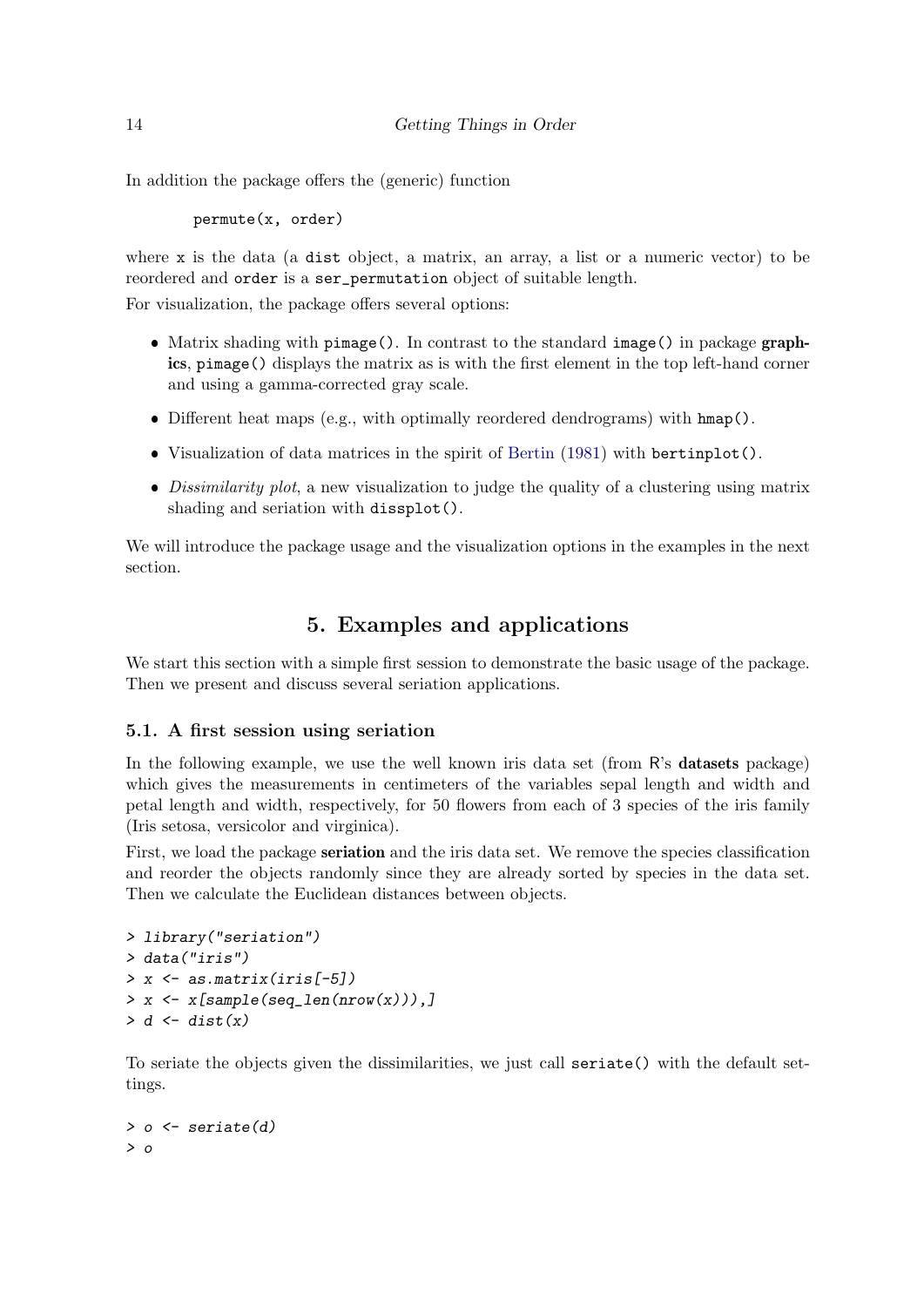In addition the package offers the (generic) function

```
permute(x, order)
```

where `x` is the data (a `dist` object, a matrix, an array, a list or a numeric vector) to be reordered and `order` is a `ser_permutation` object of suitable length.

For visualization, the package offers several options:

- Matrix shading with `pimage()`. In contrast to the standard `image()` in package **graphics**, `pimage()` displays the matrix as is with the first element in the top left-hand corner and using a gamma-corrected gray scale.
- Different heat maps (e.g., with optimally reordered dendrograms) with `hmap()`.
- Visualization of data matrices in the spirit of Bertin (1981) with `bertinplot()`.
- *Dissimilarity plot*, a new visualization to judge the quality of a clustering using matrix shading and seriation with `dissplot()`.

We will introduce the package usage and the visualization options in the examples in the next section.

# 5. Examples and applications

We start this section with a simple first session to demonstrate the basic usage of the package. Then we present and discuss several seriation applications.

## 5.1. A first session using seriation

In the following example, we use the well known iris data set (from R's **datasets** package) which gives the measurements in centimeters of the variables sepal length and width and petal length and width, respectively, for 50 flowers from each of 3 species of the iris family (Iris setosa, versicolor and virginica).

First, we load the package **seriation** and the iris data set. We remove the species classification and reorder the objects randomly since they are already sorted by species in the data set. Then we calculate the Euclidean distances between objects.

```
> library("seriation")
> data("iris")
> x <- as.matrix(iris[-5])
> x <- x[sample(seq_len(nrow(x))),]
> d <- dist(x)
```

To seriate the objects given the dissimilarities, we just call `seriate()` with the default settings.

```
> o <- seriate(d)
> o
```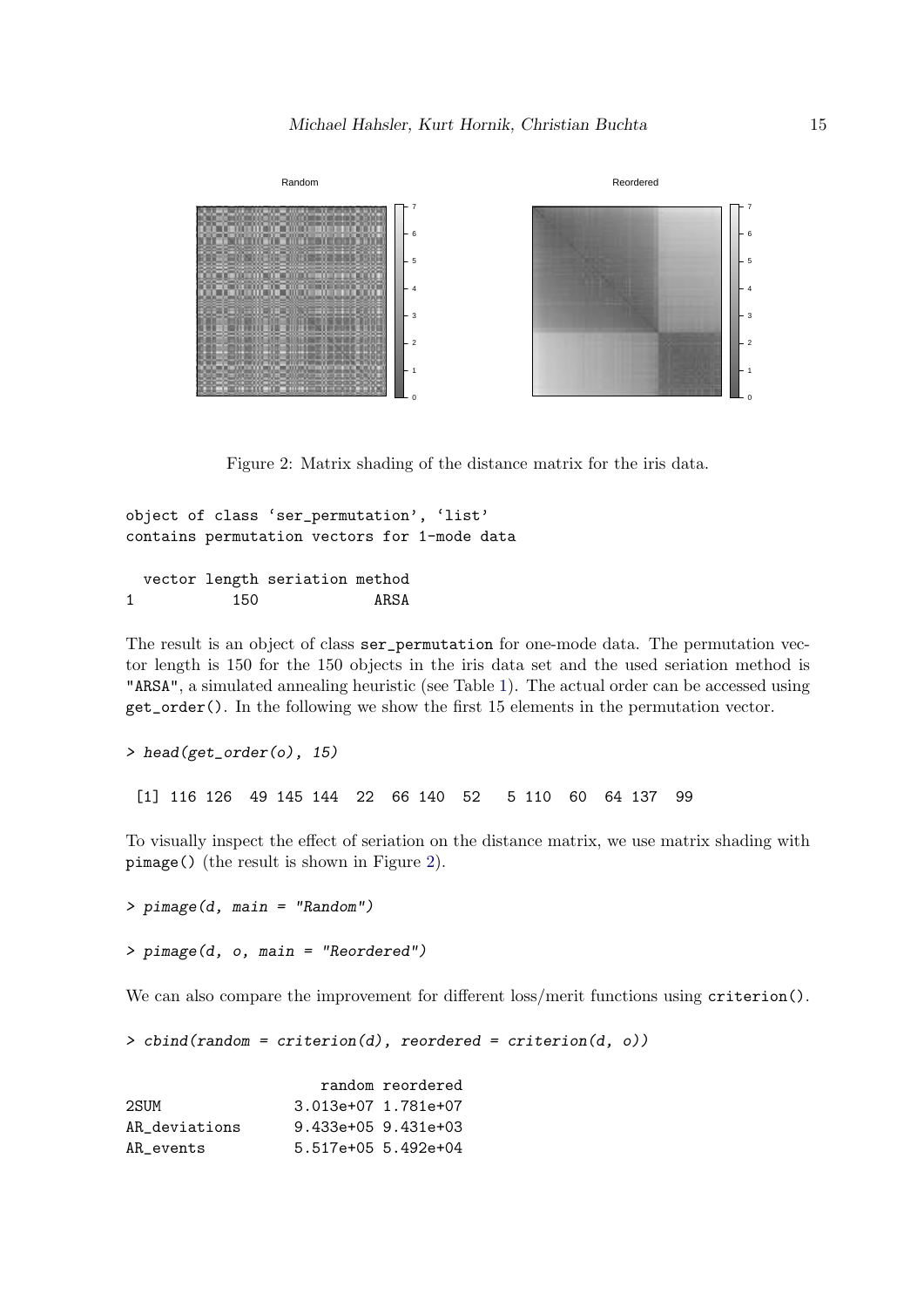Figure 2: Matrix shading of the distance matrix for the iris data.

```
object of class 'ser_permutation', 'list'
contains permutation vectors for 1-mode data

  vector length seriation method
1           150             ARSA
```

The result is an object of class `ser_permutation` for one-mode data. The permutation vector length is 150 for the 150 objects in the iris data set and the used seriation method is "ARSA", a simulated annealing heuristic (see Table 1). The actual order can be accessed using `get_order()`. In the following we show the first 15 elements in the permutation vector.

```
> head(get_order(o), 15)

 [1] 116 126  49 145 144  22  66 140  52   5 110  60  64 137  99
```

To visually inspect the effect of seriation on the distance matrix, we use matrix shading with `pimage()` (the result is shown in Figure 2).

```
> pimage(d, main = "Random")

> pimage(d, o, main = "Reordered")
```

We can also compare the improvement for different loss/merit functions using `criterion()`.

```
> cbind(random = criterion(d), reordered = criterion(d, o))

                    random reordered
2SUM             3.013e+07 1.781e+07
AR_deviations    9.433e+05 9.431e+03
AR_events        5.517e+05 5.492e+04
```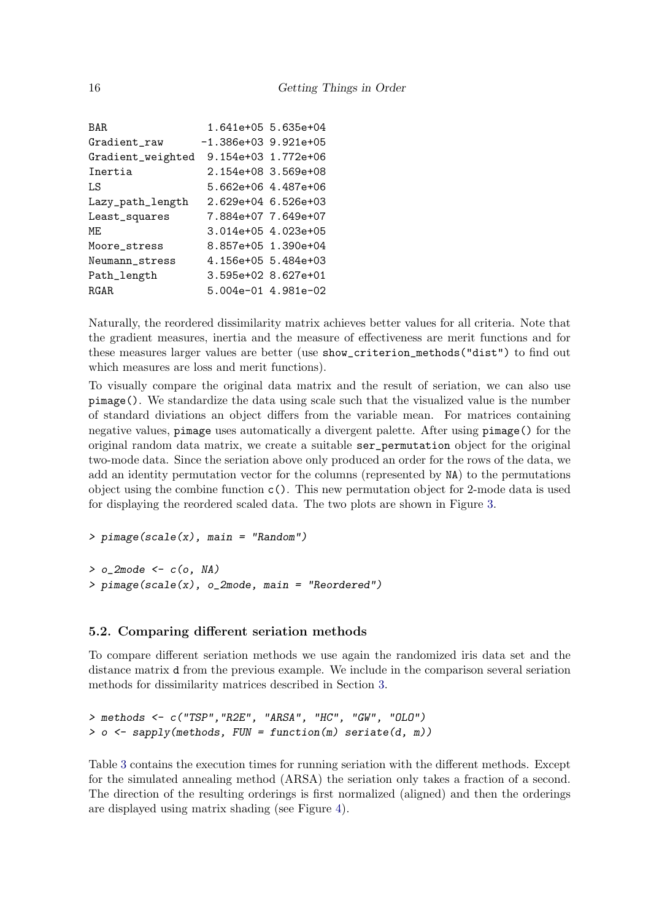```
BAR                1.641e+05 5.635e+04
Gradient_raw      -1.386e+03 9.921e+05
Gradient_weighted  9.154e+03 1.772e+06
Inertia            2.154e+08 3.569e+08
LS                 5.662e+06 4.487e+06
Lazy_path_length   2.629e+04 6.526e+03
Least_squares      7.884e+07 7.649e+07
ME                 3.014e+05 4.023e+05
Moore_stress       8.857e+05 1.390e+04
Neumann_stress     4.156e+05 5.484e+03
Path_length        3.595e+02 8.627e+01
RGAR               5.004e-01 4.981e-02
```

Naturally, the reordered dissimilarity matrix achieves better values for all criteria. Note that the gradient measures, inertia and the measure of effectiveness are merit functions and for these measures larger values are better (use `show_criterion_methods("dist")` to find out which measures are loss and merit functions).

To visually compare the original data matrix and the result of seriation, we can also use `pimage()`. We standardize the data using scale such that the visualized value is the number of standard diviations an object differs from the variable mean. For matrices containing negative values, `pimage` uses automatically a divergent palette. After using `pimage()` for the original random data matrix, we create a suitable `ser_permutation` object for the original two-mode data. Since the seriation above only produced an order for the rows of the data, we add an identity permutation vector for the columns (represented by `NA`) to the permutations object using the combine function `c()`. This new permutation object for 2-mode data is used for displaying the reordered scaled data. The two plots are shown in Figure 3.

```
> pimage(scale(x), main = "Random")
```

```
> o_2mode <- c(o, NA)
> pimage(scale(x), o_2mode, main = "Reordered")
```

### 5.2. Comparing different seriation methods

To compare different seriation methods we use again the randomized iris data set and the distance matrix `d` from the previous example. We include in the comparison several seriation methods for dissimilarity matrices described in Section 3.

```
> methods <- c("TSP","R2E", "ARSA", "HC", "GW", "OLO")
> o <- sapply(methods, FUN = function(m) seriate(d, m))
```

Table 3 contains the execution times for running seriation with the different methods. Except for the simulated annealing method (ARSA) the seriation only takes a fraction of a second. The direction of the resulting orderings is first normalized (aligned) and then the orderings are displayed using matrix shading (see Figure 4).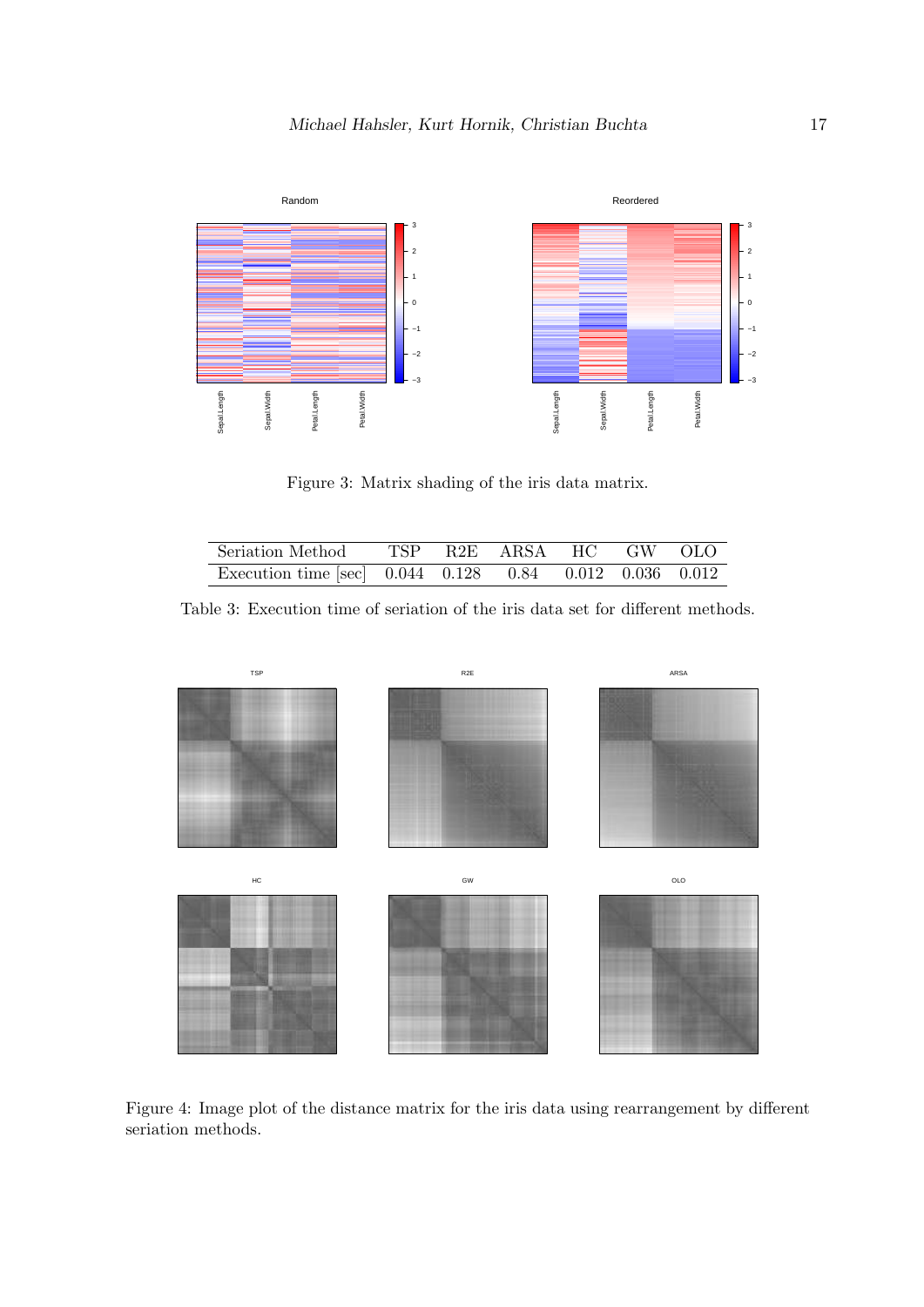Figure 3: Matrix shading of the iris data matrix.

| Seriation Method | TSP | R2E | ARSA | HC | GW | OLO |
|---|---|---|---|---|---|---|
| Execution time [sec] | 0.044 | 0.128 | 0.84 | 0.012 | 0.036 | 0.012 |

Table 3: Execution time of seriation of the iris data set for different methods.

Figure 4: Image plot of the distance matrix for the iris data using rearrangement by different seriation methods.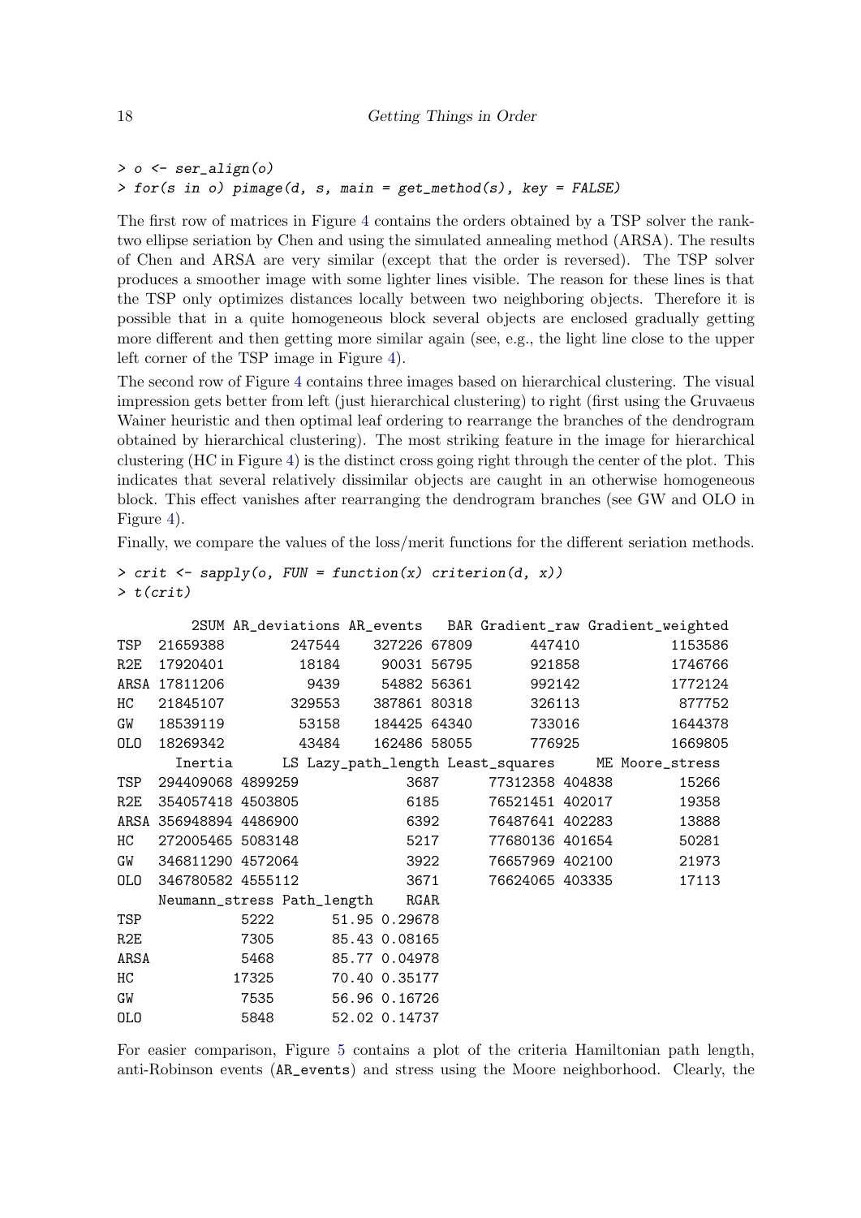```
> o <- ser_align(o)
> for(s in o) pimage(d, s, main = get_method(s), key = FALSE)
```

The first row of matrices in Figure 4 contains the orders obtained by a TSP solver the rank-two ellipse seriation by Chen and using the simulated annealing method (ARSA). The results of Chen and ARSA are very similar (except that the order is reversed). The TSP solver produces a smoother image with some lighter lines visible. The reason for these lines is that the TSP only optimizes distances locally between two neighboring objects. Therefore it is possible that in a quite homogeneous block several objects are enclosed gradually getting more different and then getting more similar again (see, e.g., the light line close to the upper left corner of the TSP image in Figure 4).

The second row of Figure 4 contains three images based on hierarchical clustering. The visual impression gets better from left (just hierarchical clustering) to right (first using the Gruvaeus Wainer heuristic and then optimal leaf ordering to rearrange the branches of the dendrogram obtained by hierarchical clustering). The most striking feature in the image for hierarchical clustering (HC in Figure 4) is the distinct cross going right through the center of the plot. This indicates that several relatively dissimilar objects are caught in an otherwise homogeneous block. This effect vanishes after rearranging the dendrogram branches (see GW and OLO in Figure 4).

Finally, we compare the values of the loss/merit functions for the different seriation methods.

```
> crit <- sapply(o, FUN = function(x) criterion(d, x))
> t(crit)

         2SUM AR_deviations AR_events   BAR Gradient_raw Gradient_weighted
TSP  21659388        247544    327226 67809       447410           1153586
R2E  17920401         18184     90031 56795       921858           1746766
ARSA 17811206          9439     54882 56361       992142           1772124
HC   21845107        329553    387861 80318       326113            877752
GW   18539119         53158    184425 64340       733016           1644378
OLO  18269342         43484    162486 58055       776925           1669805
       Inertia      LS Lazy_path_length Least_squares     ME Moore_stress
TSP  294409068 4899259             3687      77312358 404838        15266
R2E  354057418 4503805             6185      76521451 402017        19358
ARSA 356948894 4486900             6392      76487641 402283        13888
HC   272005465 5083148             5217      77680136 401654        50281
GW   346811290 4572064             3922      76657969 402100        21973
OLO  346780582 4555112             3671      76624065 403335        17113
     Neumann_stress Path_length    RGAR
TSP            5222       51.95 0.29678
R2E            7305       85.43 0.08165
ARSA           5468       85.77 0.04978
HC            17325       70.40 0.35177
GW             7535       56.96 0.16726
OLO            5848       52.02 0.14737
```

For easier comparison, Figure 5 contains a plot of the criteria Hamiltonian path length, anti-Robinson events (AR_events) and stress using the Moore neighborhood. Clearly, the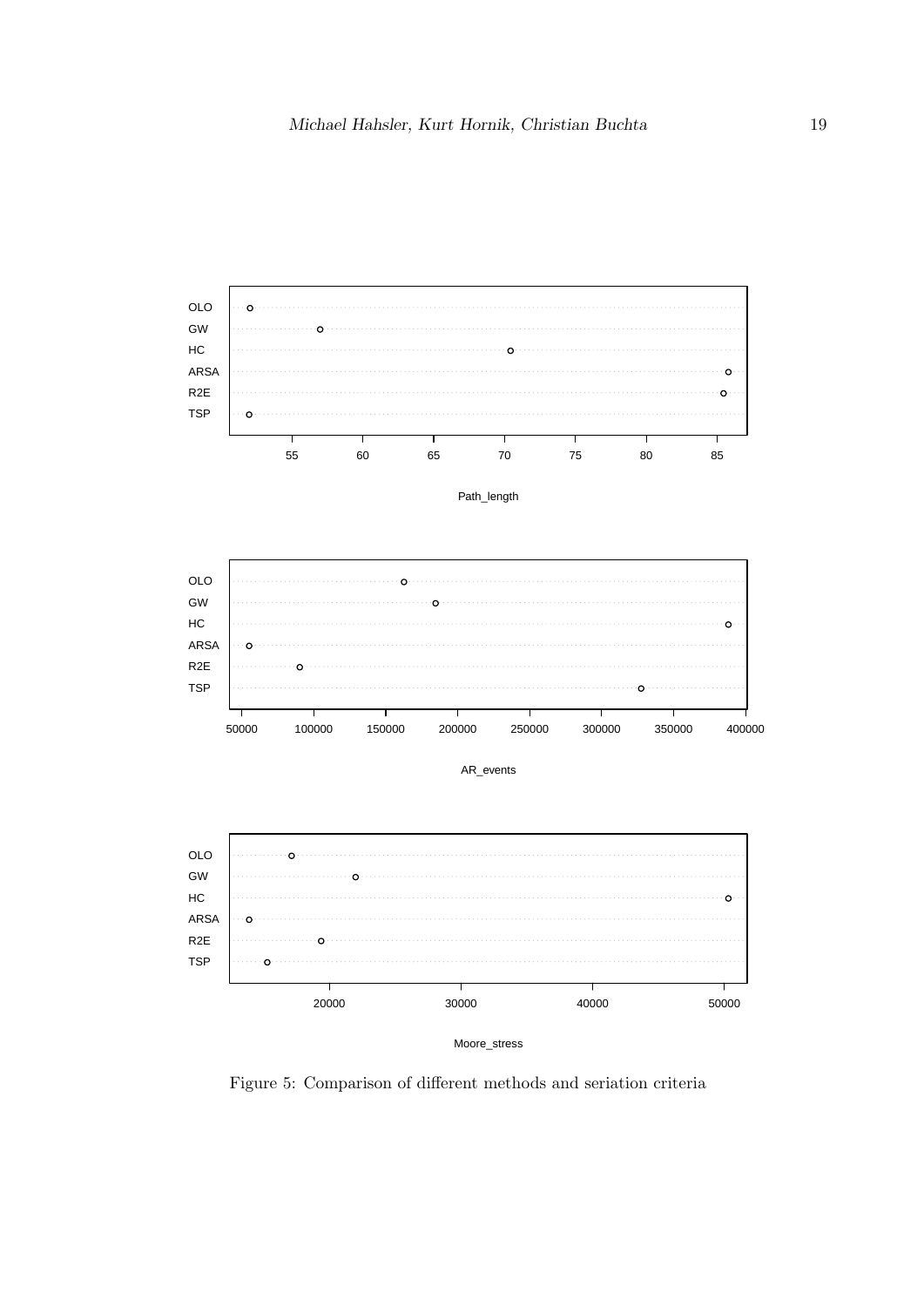Figure 5: Comparison of different methods and seriation criteria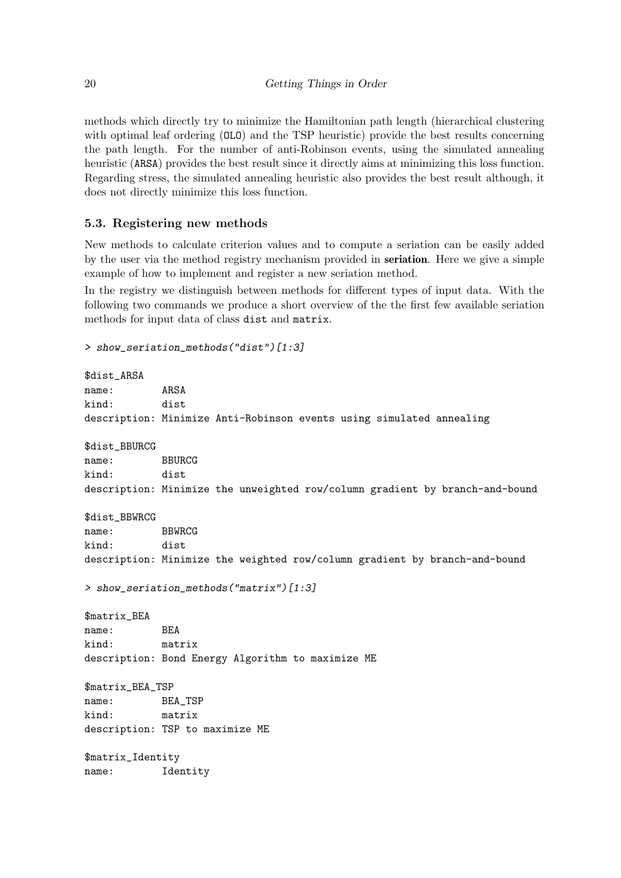methods which directly try to minimize the Hamiltonian path length (hierarchical clustering with optimal leaf ordering (`OLO`) and the TSP heuristic) provide the best results concerning the path length. For the number of anti-Robinson events, using the simulated annealing heuristic (`ARSA`) provides the best result since it directly aims at minimizing this loss function. Regarding stress, the simulated annealing heuristic also provides the best result although, it does not directly minimize this loss function.

### 5.3. Registering new methods

New methods to calculate criterion values and to compute a seriation can be easily added by the user via the method registry mechanism provided in **seriation**. Here we give a simple example of how to implement and register a new seriation method.

In the registry we distinguish between methods for different types of input data. With the following two commands we produce a short overview of the the first few available seriation methods for input data of class `dist` and `matrix`.

```
> show_seriation_methods("dist")[1:3]

$dist_ARSA
name:        ARSA
kind:        dist
description: Minimize Anti-Robinson events using simulated annealing

$dist_BBURCG
name:        BBURCG
kind:        dist
description: Minimize the unweighted row/column gradient by branch-and-bound

$dist_BBWRCG
name:        BBWRCG
kind:        dist
description: Minimize the weighted row/column gradient by branch-and-bound

> show_seriation_methods("matrix")[1:3]

$matrix_BEA
name:        BEA
kind:        matrix
description: Bond Energy Algorithm to maximize ME

$matrix_BEA_TSP
name:        BEA_TSP
kind:        matrix
description: TSP to maximize ME

$matrix_Identity
name:        Identity
```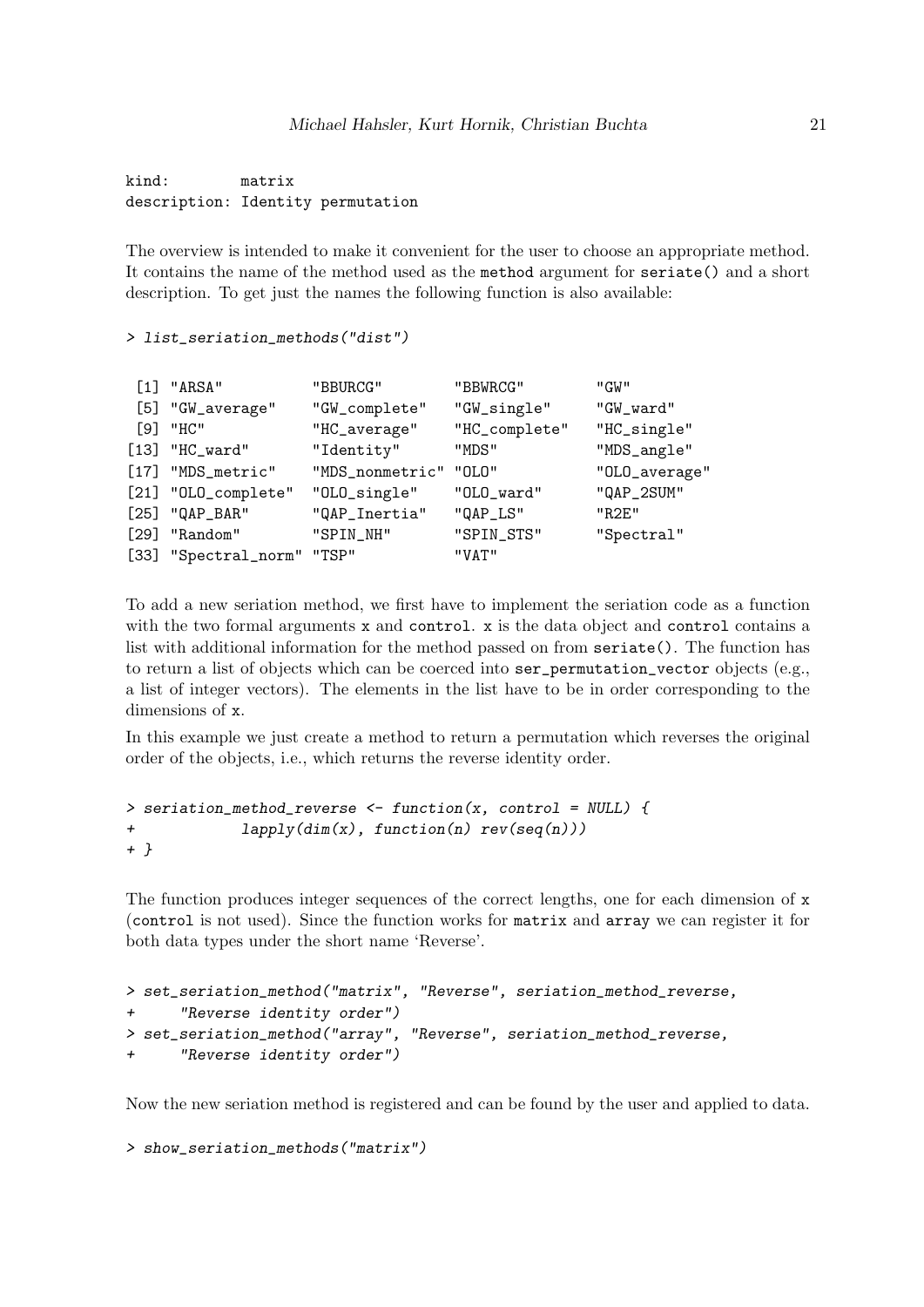```
kind:        matrix
description: Identity permutation
```

The overview is intended to make it convenient for the user to choose an appropriate method. It contains the name of the method used as the `method` argument for `seriate()` and a short description. To get just the names the following function is also available:

```
> list_seriation_methods("dist")

 [1] "ARSA"           "BBURCG"         "BBWRCG"         "GW"
 [5] "GW_average"     "GW_complete"    "GW_single"      "GW_ward"
 [9] "HC"             "HC_average"     "HC_complete"    "HC_single"
[13] "HC_ward"        "Identity"       "MDS"            "MDS_angle"
[17] "MDS_metric"     "MDS_nonmetric"  "OLO"            "OLO_average"
[21] "OLO_complete"   "OLO_single"     "OLO_ward"       "QAP_2SUM"
[25] "QAP_BAR"        "QAP_Inertia"    "QAP_LS"         "R2E"
[29] "Random"         "SPIN_NH"        "SPIN_STS"       "Spectral"
[33] "Spectral_norm"  "TSP"            "VAT"
```

To add a new seriation method, we first have to implement the seriation code as a function with the two formal arguments `x` and `control`. `x` is the data object and `control` contains a list with additional information for the method passed on from `seriate()`. The function has to return a list of objects which can be coerced into `ser_permutation_vector` objects (e.g., a list of integer vectors). The elements in the list have to be in order corresponding to the dimensions of `x`.

In this example we just create a method to return a permutation which reverses the original order of the objects, i.e., which returns the reverse identity order.

```
> seriation_method_reverse <- function(x, control = NULL) {
+           lapply(dim(x), function(n) rev(seq(n)))
+ }
```

The function produces integer sequences of the correct lengths, one for each dimension of `x` (`control` is not used). Since the function works for `matrix` and `array` we can register it for both data types under the short name 'Reverse'.

```
> set_seriation_method("matrix", "Reverse", seriation_method_reverse,
+     "Reverse identity order")
> set_seriation_method("array", "Reverse", seriation_method_reverse,
+     "Reverse identity order")
```

Now the new seriation method is registered and can be found by the user and applied to data.

```
> show_seriation_methods("matrix")
```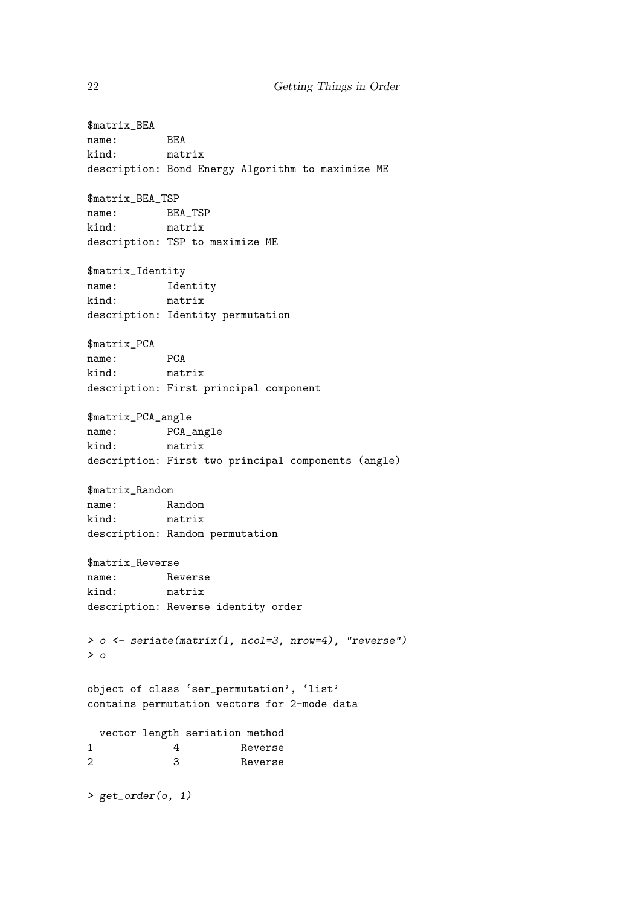```
$matrix_BEA
name:        BEA
kind:        matrix
description: Bond Energy Algorithm to maximize ME

$matrix_BEA_TSP
name:        BEA_TSP
kind:        matrix
description: TSP to maximize ME

$matrix_Identity
name:        Identity
kind:        matrix
description: Identity permutation

$matrix_PCA
name:        PCA
kind:        matrix
description: First principal component

$matrix_PCA_angle
name:        PCA_angle
kind:        matrix
description: First two principal components (angle)

$matrix_Random
name:        Random
kind:        matrix
description: Random permutation

$matrix_Reverse
name:        Reverse
kind:        matrix
description: Reverse identity order
```

```
> o <- seriate(matrix(1, ncol=3, nrow=4), "reverse")
> o

object of class 'ser_permutation', 'list'
contains permutation vectors for 2-mode data

  vector length seriation method
1             4          Reverse
2             3          Reverse

> get_order(o, 1)
```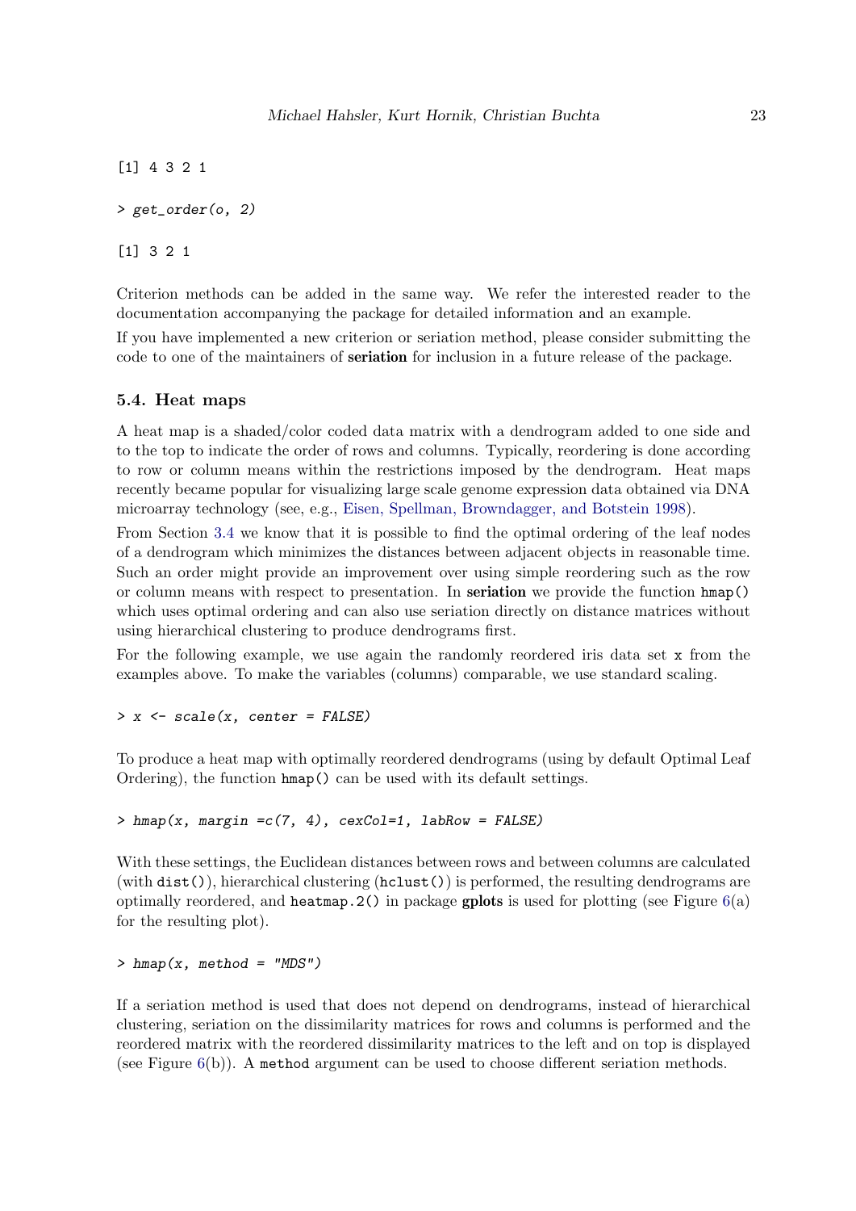```
[1] 4 3 2 1
```

```
> get_order(o, 2)
```

```
[1] 3 2 1
```

Criterion methods can be added in the same way. We refer the interested reader to the documentation accompanying the package for detailed information and an example.

If you have implemented a new criterion or seriation method, please consider submitting the code to one of the maintainers of **seriation** for inclusion in a future release of the package.

### 5.4. Heat maps

A heat map is a shaded/color coded data matrix with a dendrogram added to one side and to the top to indicate the order of rows and columns. Typically, reordering is done according to row or column means within the restrictions imposed by the dendrogram. Heat maps recently became popular for visualizing large scale genome expression data obtained via DNA microarray technology (see, e.g., Eisen, Spellman, Browndagger, and Botstein 1998).

From Section 3.4 we know that it is possible to find the optimal ordering of the leaf nodes of a dendrogram which minimizes the distances between adjacent objects in reasonable time. Such an order might provide an improvement over using simple reordering such as the row or column means with respect to presentation. In **seriation** we provide the function `hmap()` which uses optimal ordering and can also use seriation directly on distance matrices without using hierarchical clustering to produce dendrograms first.

For the following example, we use again the randomly reordered iris data set `x` from the examples above. To make the variables (columns) comparable, we use standard scaling.

```
> x <- scale(x, center = FALSE)
```

To produce a heat map with optimally reordered dendrograms (using by default Optimal Leaf Ordering), the function `hmap()` can be used with its default settings.

```
> hmap(x, margin =c(7, 4), cexCol=1, labRow = FALSE)
```

With these settings, the Euclidean distances between rows and between columns are calculated (with `dist()`), hierarchical clustering (`hclust()`) is performed, the resulting dendrograms are optimally reordered, and `heatmap.2()` in package **gplots** is used for plotting (see Figure 6(a) for the resulting plot).

```
> hmap(x, method = "MDS")
```

If a seriation method is used that does not depend on dendrograms, instead of hierarchical clustering, seriation on the dissimilarity matrices for rows and columns is performed and the reordered matrix with the reordered dissimilarity matrices to the left and on top is displayed (see Figure 6(b)). A `method` argument can be used to choose different seriation methods.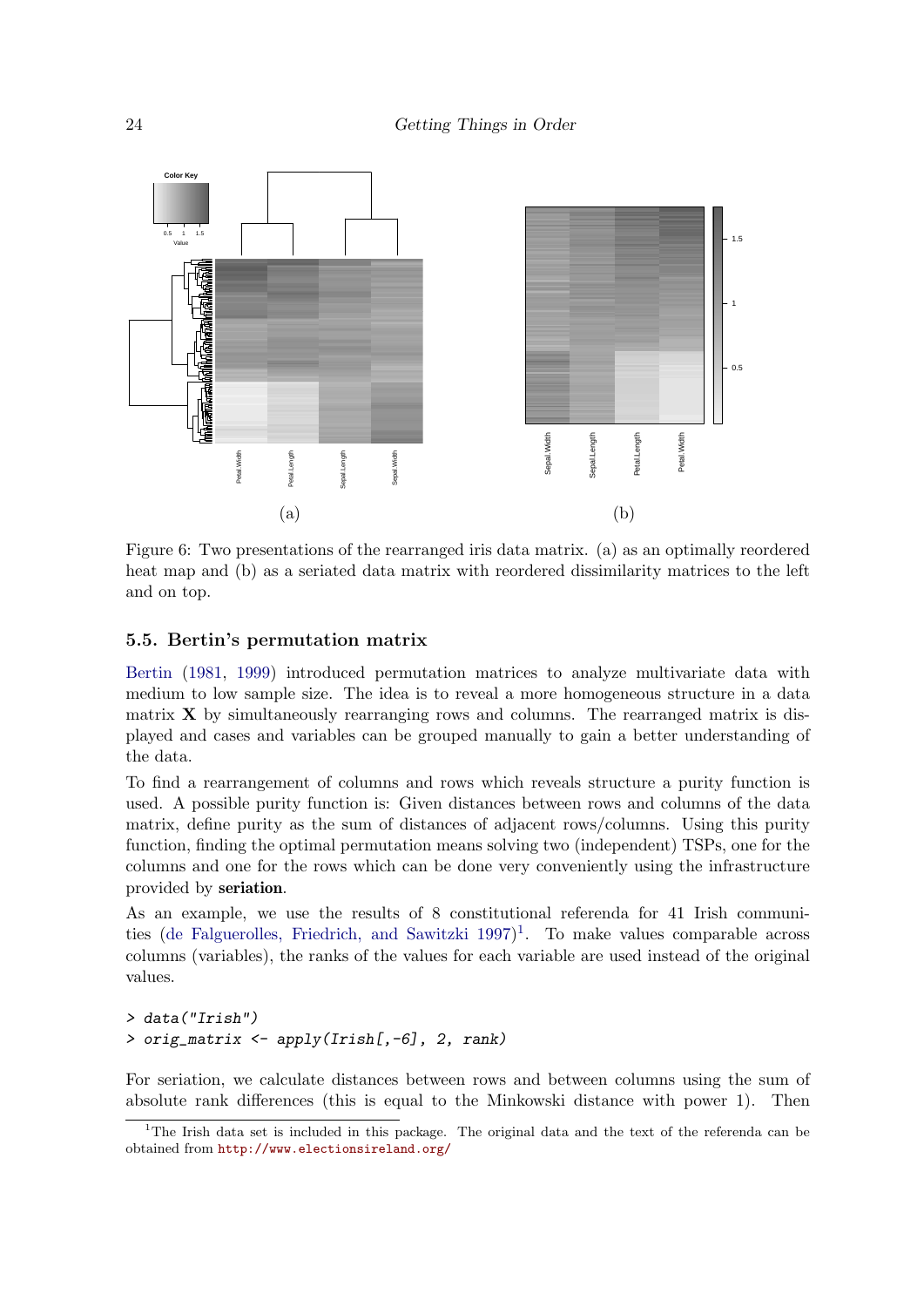Figure 6: Two presentations of the rearranged iris data matrix. (a) as an optimally reordered heat map and (b) as a seriated data matrix with reordered dissimilarity matrices to the left and on top.

### 5.5. Bertin's permutation matrix

Bertin (1981, 1999) introduced permutation matrices to analyze multivariate data with medium to low sample size. The idea is to reveal a more homogeneous structure in a data matrix $\mathbf{X}$ by simultaneously rearranging rows and columns. The rearranged matrix is displayed and cases and variables can be grouped manually to gain a better understanding of the data.

To find a rearrangement of columns and rows which reveals structure a purity function is used. A possible purity function is: Given distances between rows and columns of the data matrix, define purity as the sum of distances of adjacent rows/columns. Using this purity function, finding the optimal permutation means solving two (independent) TSPs, one for the columns and one for the rows which can be done very conveniently using the infrastructure provided by **seriation**.

As an example, we use the results of 8 constitutional referenda for 41 Irish communities (de Falguerolles, Friedrich, and Sawitzki 1997)[1]. To make values comparable across columns (variables), the ranks of the values for each variable are used instead of the original values.

```
> data("Irish")
> orig_matrix <- apply(Irish[,-6], 2, rank)
```

For seriation, we calculate distances between rows and between columns using the sum of absolute rank differences (this is equal to the Minkowski distance with power 1). Then

[1] The Irish data set is included in this package. The original data and the text of the referenda can be obtained from http://www.electionsireland.org/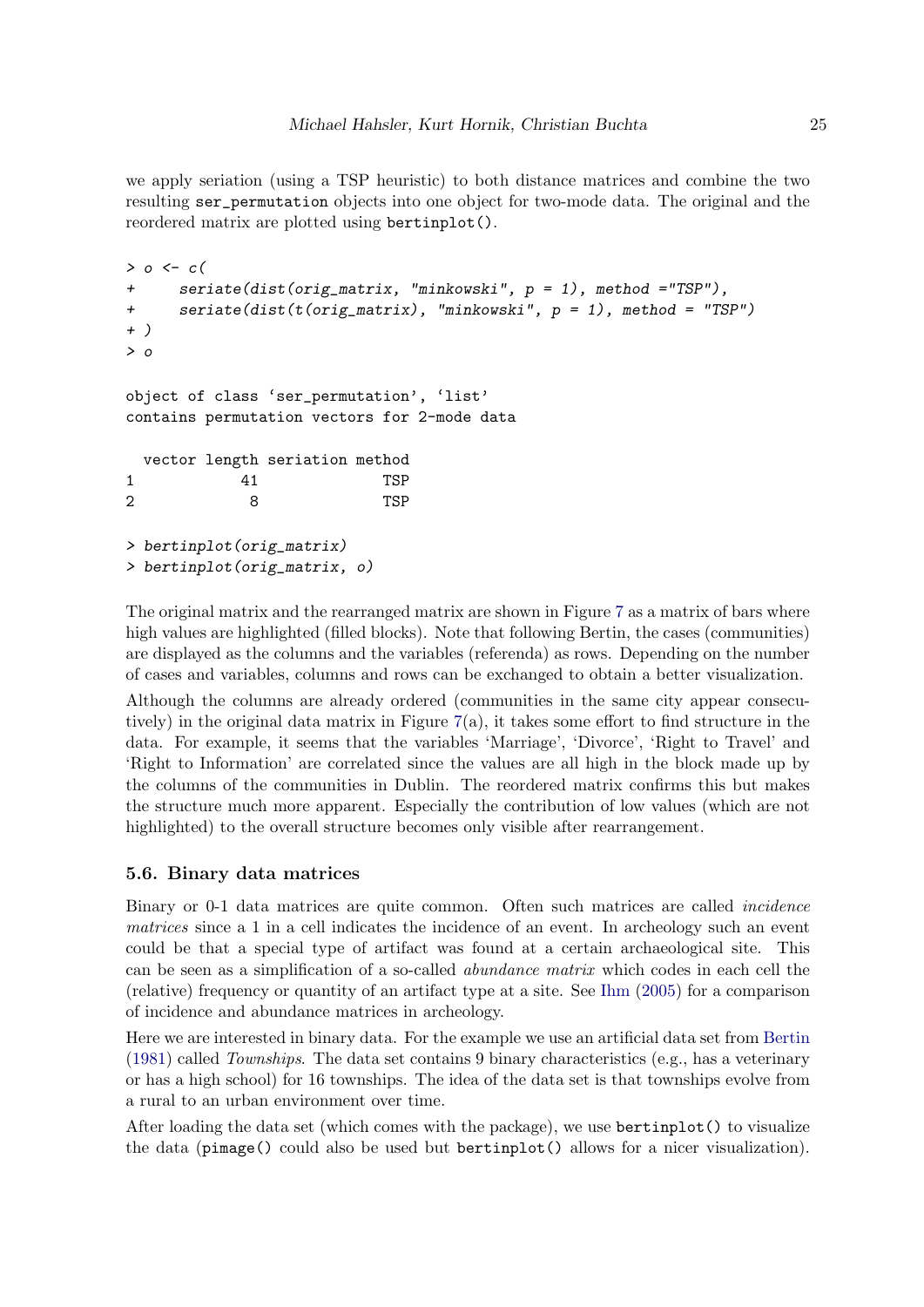we apply seriation (using a TSP heuristic) to both distance matrices and combine the two resulting ser_permutation objects into one object for two-mode data. The original and the reordered matrix are plotted using bertinplot().

```
> o <- c(
+     seriate(dist(orig_matrix, "minkowski", p = 1), method ="TSP"),
+     seriate(dist(t(orig_matrix), "minkowski", p = 1), method = "TSP")
+ )
> o

object of class ‘ser_permutation’, ‘list’
contains permutation vectors for 2-mode data

  vector length seriation method
1            41              TSP
2             8              TSP

> bertinplot(orig_matrix)
> bertinplot(orig_matrix, o)
```

The original matrix and the rearranged matrix are shown in Figure 7 as a matrix of bars where high values are highlighted (filled blocks). Note that following Bertin, the cases (communities) are displayed as the columns and the variables (referenda) as rows. Depending on the number of cases and variables, columns and rows can be exchanged to obtain a better visualization.

Although the columns are already ordered (communities in the same city appear consecutively) in the original data matrix in Figure 7(a), it takes some effort to find structure in the data. For example, it seems that the variables ‘Marriage’, ‘Divorce’, ‘Right to Travel’ and ‘Right to Information’ are correlated since the values are all high in the block made up by the columns of the communities in Dublin. The reordered matrix confirms this but makes the structure much more apparent. Especially the contribution of low values (which are not highlighted) to the overall structure becomes only visible after rearrangement.

### 5.6. Binary data matrices

Binary or 0-1 data matrices are quite common. Often such matrices are called *incidence matrices* since a 1 in a cell indicates the incidence of an event. In archeology such an event could be that a special type of artifact was found at a certain archaeological site. This can be seen as a simplification of a so-called *abundance matrix* which codes in each cell the (relative) frequency or quantity of an artifact type at a site. See Ihm (2005) for a comparison of incidence and abundance matrices in archeology.

Here we are interested in binary data. For the example we use an artificial data set from Bertin (1981) called *Townships*. The data set contains 9 binary characteristics (e.g., has a veterinary or has a high school) for 16 townships. The idea of the data set is that townships evolve from a rural to an urban environment over time.

After loading the data set (which comes with the package), we use bertinplot() to visualize the data (pimage() could also be used but bertinplot() allows for a nicer visualization).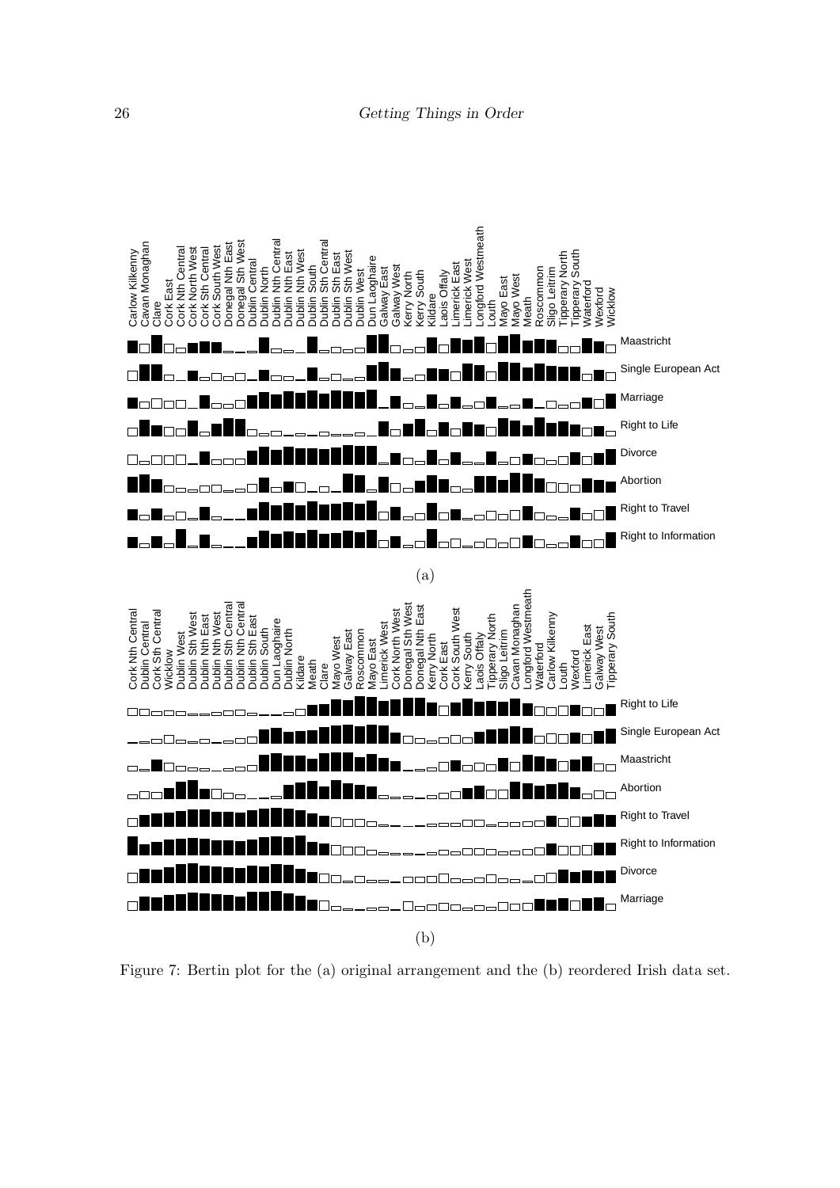Figure 7: Bertin plot for the (a) original arrangement and the (b) reordered Irish data set.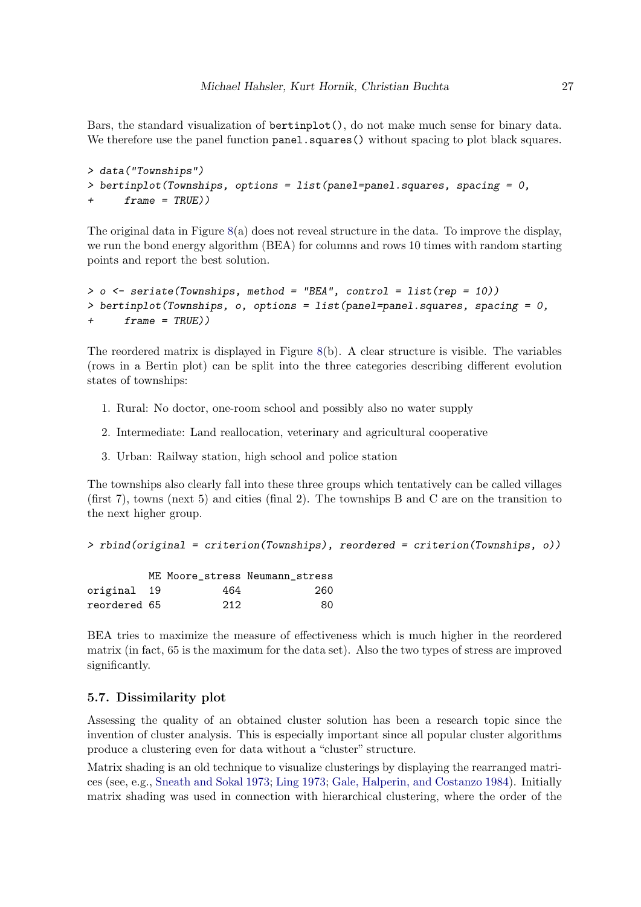Bars, the standard visualization of `bertinplot()`, do not make much sense for binary data. We therefore use the panel function `panel.squares()` without spacing to plot black squares.

```
> data("Townships")
> bertinplot(Townships, options = list(panel=panel.squares, spacing = 0,
+     frame = TRUE))
```

The original data in Figure 8(a) does not reveal structure in the data. To improve the display, we run the bond energy algorithm (BEA) for columns and rows 10 times with random starting points and report the best solution.

```
> o <- seriate(Townships, method = "BEA", control = list(rep = 10))
> bertinplot(Townships, o, options = list(panel=panel.squares, spacing = 0,
+     frame = TRUE))
```

The reordered matrix is displayed in Figure 8(b). A clear structure is visible. The variables (rows in a Bertin plot) can be split into the three categories describing different evolution states of townships:

1. Rural: No doctor, one-room school and possibly also no water supply
2. Intermediate: Land reallocation, veterinary and agricultural cooperative
3. Urban: Railway station, high school and police station

The townships also clearly fall into these three groups which tentatively can be called villages (first 7), towns (next 5) and cities (final 2). The townships B and C are on the transition to the next higher group.

```
> rbind(original = criterion(Townships), reordered = criterion(Townships, o))

          ME Moore_stress Neumann_stress
original  19          464            260
reordered 65          212             80
```

BEA tries to maximize the measure of effectiveness which is much higher in the reordered matrix (in fact, 65 is the maximum for the data set). Also the two types of stress are improved significantly.

### 5.7. Dissimilarity plot

Assessing the quality of an obtained cluster solution has been a research topic since the invention of cluster analysis. This is especially important since all popular cluster algorithms produce a clustering even for data without a "cluster" structure.

Matrix shading is an old technique to visualize clusterings by displaying the rearranged matrices (see, e.g., Sneath and Sokal 1973; Ling 1973; Gale, Halperin, and Costanzo 1984). Initially matrix shading was used in connection with hierarchical clustering, where the order of the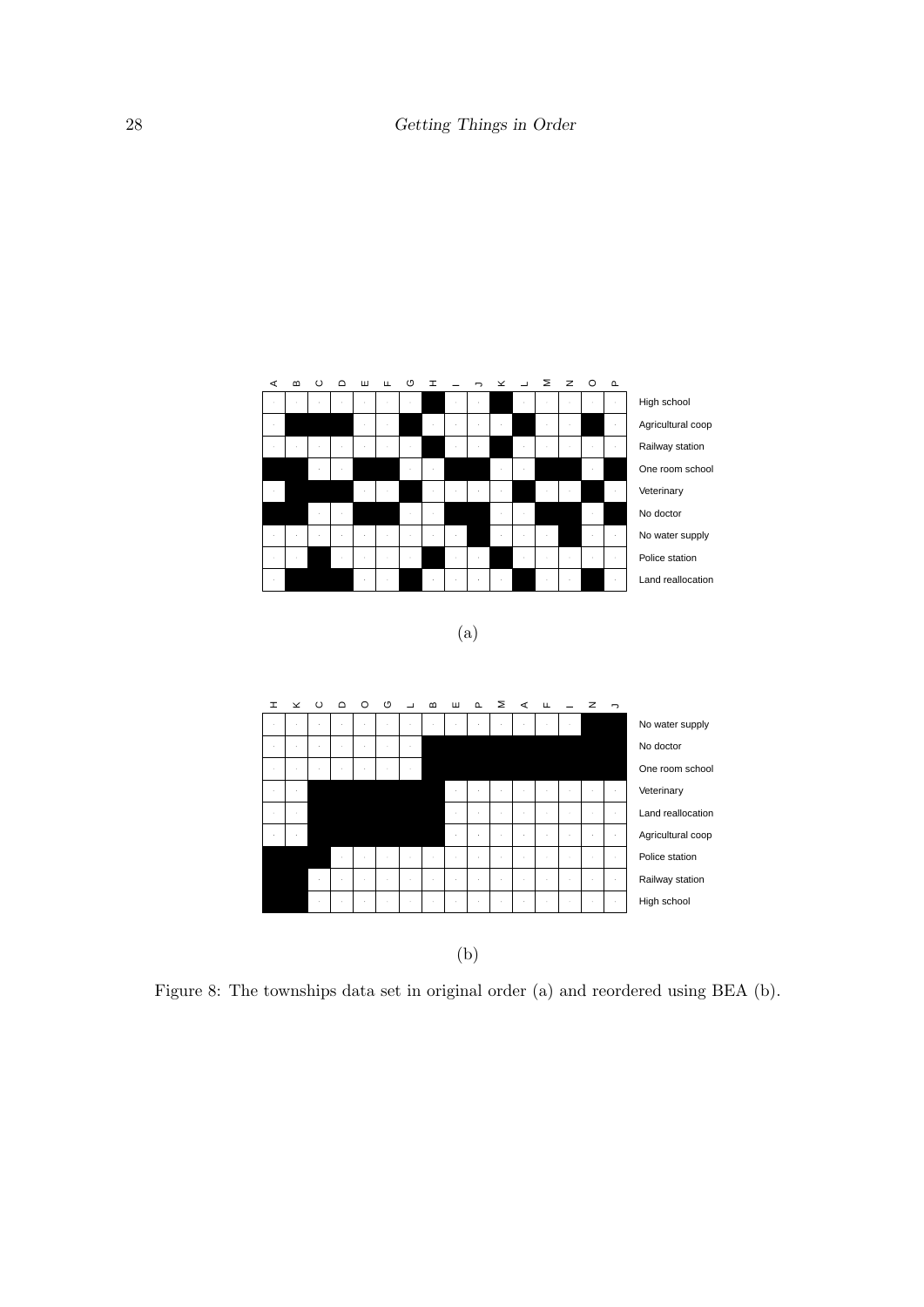Figure 8: The townships data set in original order (a) and reordered using BEA (b).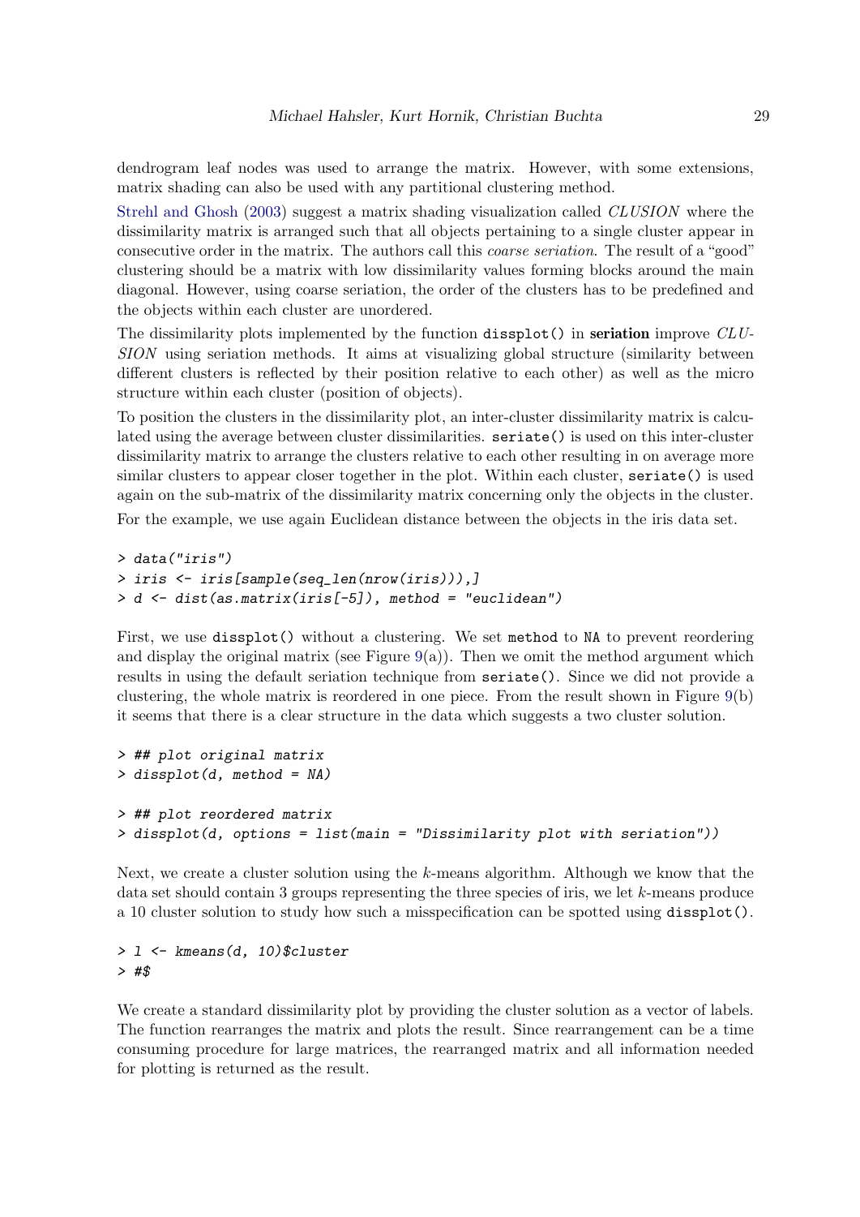dendrogram leaf nodes was used to arrange the matrix. However, with some extensions, matrix shading can also be used with any partitional clustering method.

Strehl and Ghosh (2003) suggest a matrix shading visualization called *CLUSION* where the dissimilarity matrix is arranged such that all objects pertaining to a single cluster appear in consecutive order in the matrix. The authors call this *coarse seriation*. The result of a "good" clustering should be a matrix with low dissimilarity values forming blocks around the main diagonal. However, using coarse seriation, the order of the clusters has to be predefined and the objects within each cluster are unordered.

The dissimilarity plots implemented by the function `dissplot()` in **seriation** improve *CLUSION* using seriation methods. It aims at visualizing global structure (similarity between different clusters is reflected by their position relative to each other) as well as the micro structure within each cluster (position of objects).

To position the clusters in the dissimilarity plot, an inter-cluster dissimilarity matrix is calculated using the average between cluster dissimilarities. `seriate()` is used on this inter-cluster dissimilarity matrix to arrange the clusters relative to each other resulting in on average more similar clusters to appear closer together in the plot. Within each cluster, `seriate()` is used again on the sub-matrix of the dissimilarity matrix concerning only the objects in the cluster.

For the example, we use again Euclidean distance between the objects in the iris data set.

```
> data("iris")
> iris <- iris[sample(seq_len(nrow(iris))),]
> d <- dist(as.matrix(iris[-5]), method = "euclidean")
```

First, we use `dissplot()` without a clustering. We set `method` to `NA` to prevent reordering and display the original matrix (see Figure 9(a)). Then we omit the method argument which results in using the default seriation technique from `seriate()`. Since we did not provide a clustering, the whole matrix is reordered in one piece. From the result shown in Figure 9(b) it seems that there is a clear structure in the data which suggests a two cluster solution.

```
> ## plot original matrix
> dissplot(d, method = NA)

> ## plot reordered matrix
> dissplot(d, options = list(main = "Dissimilarity plot with seriation"))
```

Next, we create a cluster solution using the $k$-means algorithm. Although we know that the data set should contain 3 groups representing the three species of iris, we let $k$-means produce a 10 cluster solution to study how such a misspecification can be spotted using `dissplot()`.

```
> l <- kmeans(d, 10)$cluster
> #$
```

We create a standard dissimilarity plot by providing the cluster solution as a vector of labels. The function rearranges the matrix and plots the result. Since rearrangement can be a time consuming procedure for large matrices, the rearranged matrix and all information needed for plotting is returned as the result.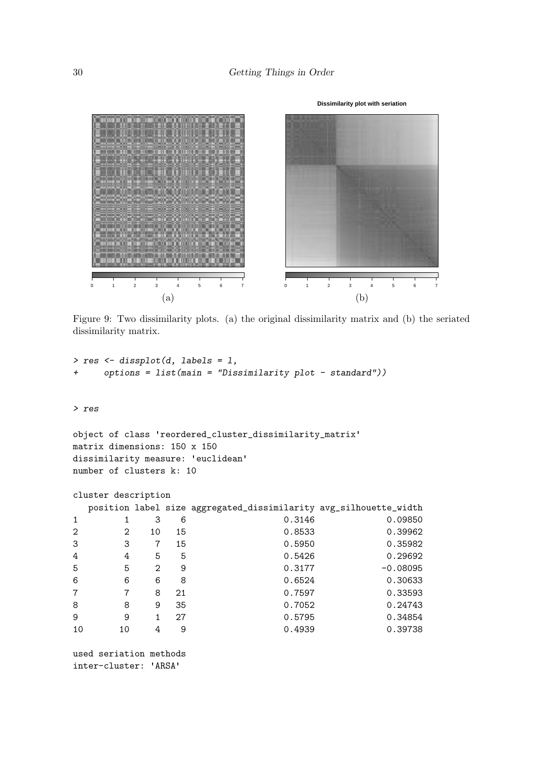Figure 9: Two dissimilarity plots. (a) the original dissimilarity matrix and (b) the seriated dissimilarity matrix.

```
> res <- dissplot(d, labels = l,
+     options = list(main = "Dissimilarity plot - standard"))
```

```
> res
```

```
object of class 'reordered_cluster_dissimilarity_matrix'
matrix dimensions: 150 x 150
dissimilarity measure: 'euclidean'
number of clusters k: 10

cluster description
   position label size aggregated_dissimilarity avg_silhouette_width
1         1     3    6                   0.3146              0.09850
2         2    10   15                   0.8533              0.39962
3         3     7   15                   0.5950              0.35982
4         4     5    5                   0.5426              0.29692
5         5     2    9                   0.3177             -0.08095
6         6     6    8                   0.6524              0.30633
7         7     8   21                   0.7597              0.33593
8         8     9   35                   0.7052              0.24743
9         9     1   27                   0.5795              0.34854
10       10     4    9                   0.4939              0.39738

used seriation methods
inter-cluster: 'ARSA'
```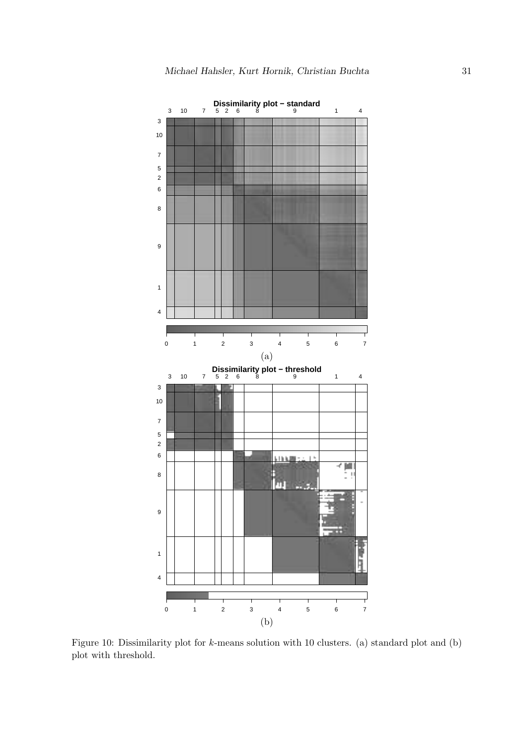Figure 10: Dissimilarity plot for $k$-means solution with 10 clusters. (a) standard plot and (b) plot with threshold.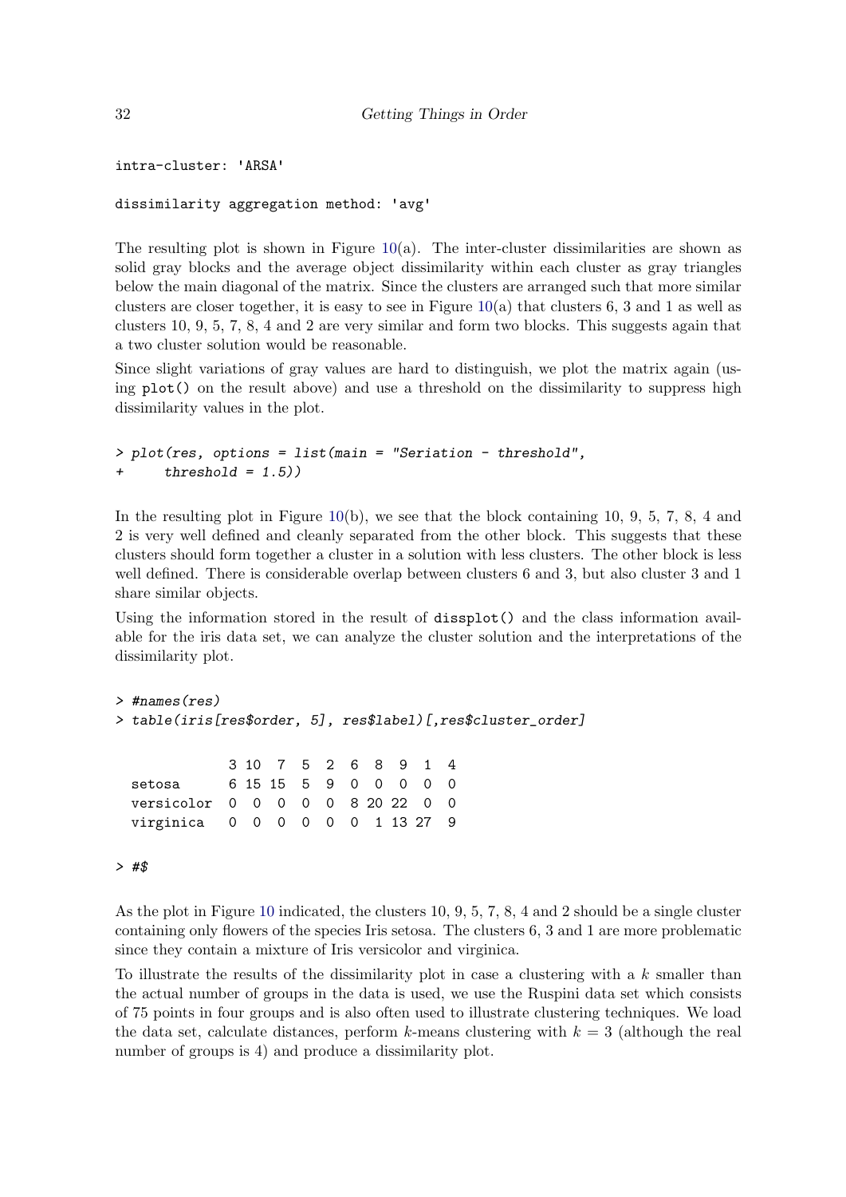```
intra-cluster: 'ARSA'

dissimilarity aggregation method: 'avg'
```

The resulting plot is shown in Figure 10(a). The inter-cluster dissimilarities are shown as solid gray blocks and the average object dissimilarity within each cluster as gray triangles below the main diagonal of the matrix. Since the clusters are arranged such that more similar clusters are closer together, it is easy to see in Figure 10(a) that clusters 6, 3 and 1 as well as clusters 10, 9, 5, 7, 8, 4 and 2 are very similar and form two blocks. This suggests again that a two cluster solution would be reasonable.

Since slight variations of gray values are hard to distinguish, we plot the matrix again (using `plot()` on the result above) and use a threshold on the dissimilarity to suppress high dissimilarity values in the plot.

```
> plot(res, options = list(main = "Seriation - threshold",
+     threshold = 1.5))
```

In the resulting plot in Figure 10(b), we see that the block containing 10, 9, 5, 7, 8, 4 and 2 is very well defined and cleanly separated from the other block. This suggests that these clusters should form together a cluster in a solution with less clusters. The other block is less well defined. There is considerable overlap between clusters 6 and 3, but also cluster 3 and 1 share similar objects.

Using the information stored in the result of `dissplot()` and the class information available for the iris data set, we can analyze the cluster solution and the interpretations of the dissimilarity plot.

```
> #names(res)
> table(iris[res$order, 5], res$label)[,res$cluster_order]

             3 10  7  5  2  6  8  9  1  4
  setosa     6 15 15  5  9  0  0  0  0  0
  versicolor 0  0  0  0  0  8 20 22  0  0
  virginica  0  0  0  0  0  0  1 13 27  9

> #$
```

As the plot in Figure 10 indicated, the clusters 10, 9, 5, 7, 8, 4 and 2 should be a single cluster containing only flowers of the species Iris setosa. The clusters 6, 3 and 1 are more problematic since they contain a mixture of Iris versicolor and virginica.

To illustrate the results of the dissimilarity plot in case a clustering with a $k$ smaller than the actual number of groups in the data is used, we use the Ruspini data set which consists of 75 points in four groups and is also often used to illustrate clustering techniques. We load the data set, calculate distances, perform $k$-means clustering with $k = 3$ (although the real number of groups is 4) and produce a dissimilarity plot.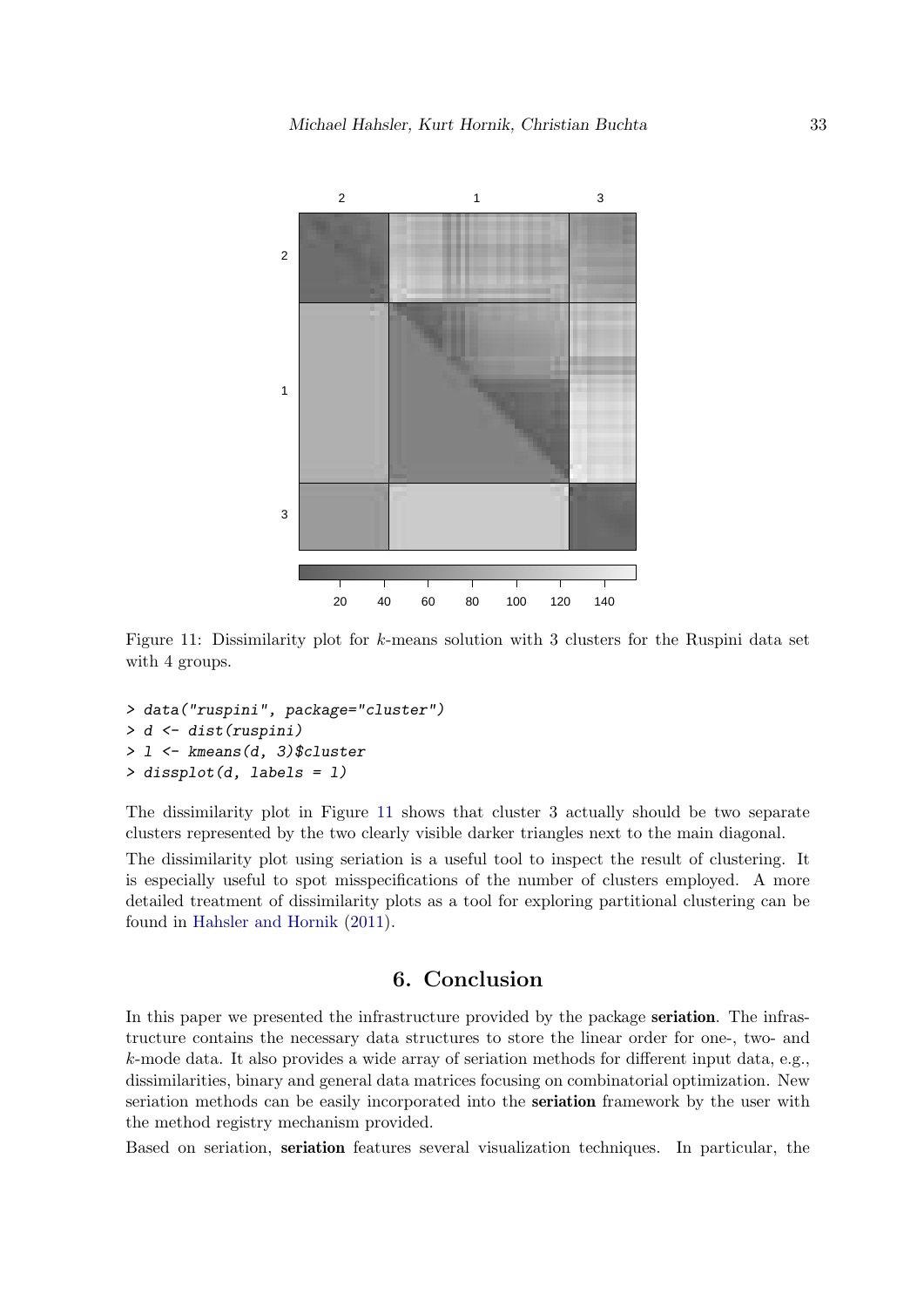Figure 11: Dissimilarity plot for $k$-means solution with 3 clusters for the Ruspini data set with 4 groups.

```
> data("ruspini", package="cluster")
> d <- dist(ruspini)
> l <- kmeans(d, 3)$cluster
> dissplot(d, labels = l)
```

The dissimilarity plot in Figure 11 shows that cluster 3 actually should be two separate clusters represented by the two clearly visible darker triangles next to the main diagonal.

The dissimilarity plot using seriation is a useful tool to inspect the result of clustering. It is especially useful to spot misspecifications of the number of clusters employed. A more detailed treatment of dissimilarity plots as a tool for exploring partitional clustering can be found in Hahsler and Hornik (2011).

# 6. Conclusion

In this paper we presented the infrastructure provided by the package **seriation**. The infrastructure contains the necessary data structures to store the linear order for one-, two- and $k$-mode data. It also provides a wide array of seriation methods for different input data, e.g., dissimilarities, binary and general data matrices focusing on combinatorial optimization. New seriation methods can be easily incorporated into the **seriation** framework by the user with the method registry mechanism provided.

Based on seriation, **seriation** features several visualization techniques. In particular, the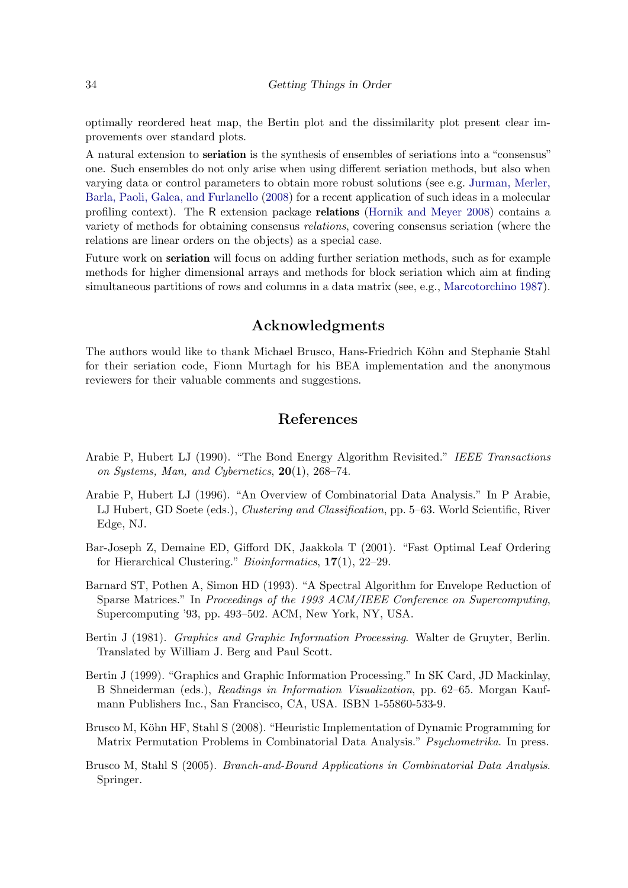optimally reordered heat map, the Bertin plot and the dissimilarity plot present clear improvements over standard plots.

A natural extension to **seriation** is the synthesis of ensembles of seriations into a "consensus" one. Such ensembles do not only arise when using different seriation methods, but also when varying data or control parameters to obtain more robust solutions (see e.g. Jurman, Merler, Barla, Paoli, Galea, and Furlanello (2008) for a recent application of such ideas in a molecular profiling context). The R extension package **relations** (Hornik and Meyer 2008) contains a variety of methods for obtaining consensus *relations*, covering consensus seriation (where the relations are linear orders on the objects) as a special case.

Future work on **seriation** will focus on adding further seriation methods, such as for example methods for higher dimensional arrays and methods for block seriation which aim at finding simultaneous partitions of rows and columns in a data matrix (see, e.g., Marcotorchino 1987).

## Acknowledgments

The authors would like to thank Michael Brusco, Hans-Friedrich Köhn and Stephanie Stahl for their seriation code, Fionn Murtagh for his BEA implementation and the anonymous reviewers for their valuable comments and suggestions.

## References

Arabie P, Hubert LJ (1990). "The Bond Energy Algorithm Revisited." *IEEE Transactions on Systems, Man, and Cybernetics*, **20**(1), 268–74.

Arabie P, Hubert LJ (1996). "An Overview of Combinatorial Data Analysis." In P Arabie, LJ Hubert, GD Soete (eds.), *Clustering and Classification*, pp. 5–63. World Scientific, River Edge, NJ.

Bar-Joseph Z, Demaine ED, Gifford DK, Jaakkola T (2001). "Fast Optimal Leaf Ordering for Hierarchical Clustering." *Bioinformatics*, **17**(1), 22–29.

Barnard ST, Pothen A, Simon HD (1993). "A Spectral Algorithm for Envelope Reduction of Sparse Matrices." In *Proceedings of the 1993 ACM/IEEE Conference on Supercomputing*, Supercomputing '93, pp. 493–502. ACM, New York, NY, USA.

Bertin J (1981). *Graphics and Graphic Information Processing*. Walter de Gruyter, Berlin. Translated by William J. Berg and Paul Scott.

Bertin J (1999). "Graphics and Graphic Information Processing." In SK Card, JD Mackinlay, B Shneiderman (eds.), *Readings in Information Visualization*, pp. 62–65. Morgan Kaufmann Publishers Inc., San Francisco, CA, USA. ISBN 1-55860-533-9.

Brusco M, Köhn HF, Stahl S (2008). "Heuristic Implementation of Dynamic Programming for Matrix Permutation Problems in Combinatorial Data Analysis." *Psychometrika*. In press.

Brusco M, Stahl S (2005). *Branch-and-Bound Applications in Combinatorial Data Analysis*. Springer.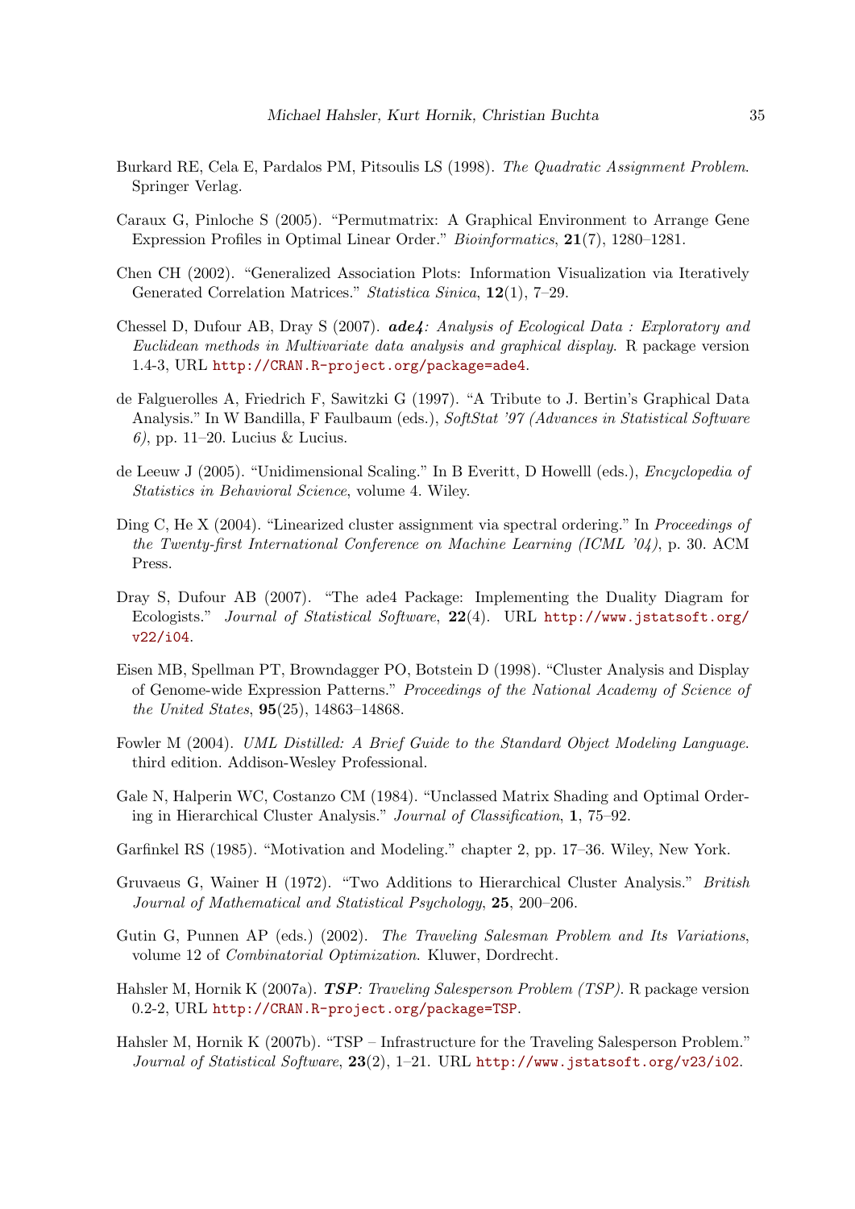Burkard RE, Cela E, Pardalos PM, Pitsoulis LS (1998). *The Quadratic Assignment Problem*. Springer Verlag.

Caraux G, Pinloche S (2005). "Permutmatrix: A Graphical Environment to Arrange Gene Expression Profiles in Optimal Linear Order." *Bioinformatics*, **21**(7), 1280–1281.

Chen CH (2002). "Generalized Association Plots: Information Visualization via Iteratively Generated Correlation Matrices." *Statistica Sinica*, **12**(1), 7–29.

Chessel D, Dufour AB, Dray S (2007). ***ade4**: Analysis of Ecological Data : Exploratory and Euclidean methods in Multivariate data analysis and graphical display*. R package version 1.4-3, URL http://CRAN.R-project.org/package=ade4.

de Falguerolles A, Friedrich F, Sawitzki G (1997). "A Tribute to J. Bertin's Graphical Data Analysis." In W Bandilla, F Faulbaum (eds.), *SoftStat '97 (Advances in Statistical Software 6)*, pp. 11–20. Lucius & Lucius.

de Leeuw J (2005). "Unidimensional Scaling." In B Everitt, D Howelll (eds.), *Encyclopedia of Statistics in Behavioral Science*, volume 4. Wiley.

Ding C, He X (2004). "Linearized cluster assignment via spectral ordering." In *Proceedings of the Twenty-first International Conference on Machine Learning (ICML '04)*, p. 30. ACM Press.

Dray S, Dufour AB (2007). "The ade4 Package: Implementing the Duality Diagram for Ecologists." *Journal of Statistical Software*, **22**(4). URL http://www.jstatsoft.org/v22/i04.

Eisen MB, Spellman PT, Browndagger PO, Botstein D (1998). "Cluster Analysis and Display of Genome-wide Expression Patterns." *Proceedings of the National Academy of Science of the United States*, **95**(25), 14863–14868.

Fowler M (2004). *UML Distilled: A Brief Guide to the Standard Object Modeling Language*. third edition. Addison-Wesley Professional.

Gale N, Halperin WC, Costanzo CM (1984). "Unclassed Matrix Shading and Optimal Ordering in Hierarchical Cluster Analysis." *Journal of Classification*, **1**, 75–92.

Garfinkel RS (1985). "Motivation and Modeling." chapter 2, pp. 17–36. Wiley, New York.

Gruvaeus G, Wainer H (1972). "Two Additions to Hierarchical Cluster Analysis." *British Journal of Mathematical and Statistical Psychology*, **25**, 200–206.

Gutin G, Punnen AP (eds.) (2002). *The Traveling Salesman Problem and Its Variations*, volume 12 of *Combinatorial Optimization*. Kluwer, Dordrecht.

Hahsler M, Hornik K (2007a). ***TSP**: Traveling Salesperson Problem (TSP)*. R package version 0.2-2, URL http://CRAN.R-project.org/package=TSP.

Hahsler M, Hornik K (2007b). "TSP – Infrastructure for the Traveling Salesperson Problem." *Journal of Statistical Software*, **23**(2), 1–21. URL http://www.jstatsoft.org/v23/i02.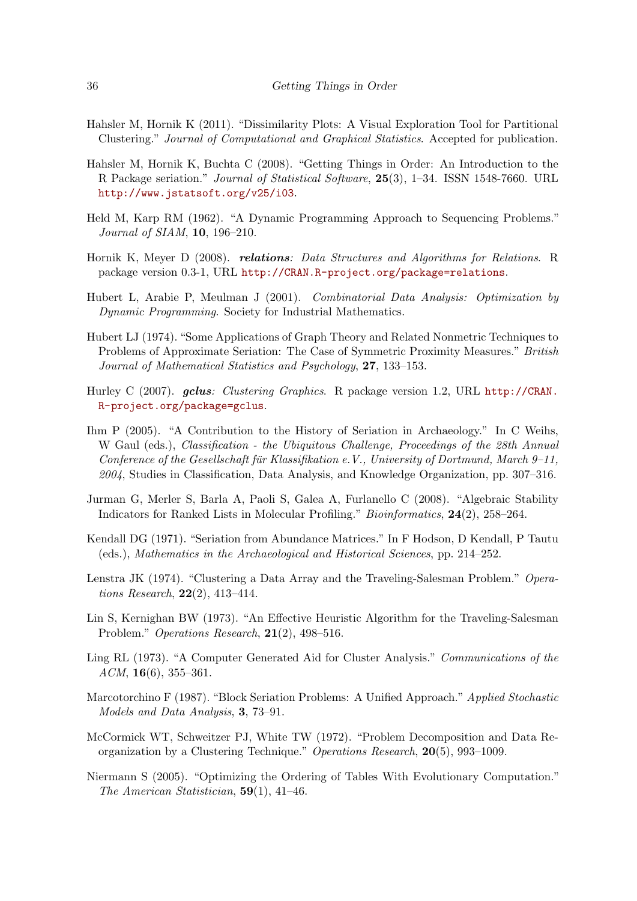Hahsler M, Hornik K (2011). "Dissimilarity Plots: A Visual Exploration Tool for Partitional Clustering." *Journal of Computational and Graphical Statistics*. Accepted for publication.

Hahsler M, Hornik K, Buchta C (2008). "Getting Things in Order: An Introduction to the R Package seriation." *Journal of Statistical Software*, **25**(3), 1–34. ISSN 1548-7660. URL http://www.jstatsoft.org/v25/i03.

Held M, Karp RM (1962). "A Dynamic Programming Approach to Sequencing Problems." *Journal of SIAM*, **10**, 196–210.

Hornik K, Meyer D (2008). ***relations**: Data Structures and Algorithms for Relations*. R package version 0.3-1, URL http://CRAN.R-project.org/package=relations.

Hubert L, Arabie P, Meulman J (2001). *Combinatorial Data Analysis: Optimization by Dynamic Programming*. Society for Industrial Mathematics.

Hubert LJ (1974). "Some Applications of Graph Theory and Related Nonmetric Techniques to Problems of Approximate Seriation: The Case of Symmetric Proximity Measures." *British Journal of Mathematical Statistics and Psychology*, **27**, 133–153.

Hurley C (2007). ***gclus**: Clustering Graphics*. R package version 1.2, URL http://CRAN.R-project.org/package=gclus.

Ihm P (2005). "A Contribution to the History of Seriation in Archaeology." In C Weihs, W Gaul (eds.), *Classification - the Ubiquitous Challenge, Proceedings of the 28th Annual Conference of the Gesellschaft für Klassifikation e.V., University of Dortmund, March 9–11, 2004*, Studies in Classification, Data Analysis, and Knowledge Organization, pp. 307–316.

Jurman G, Merler S, Barla A, Paoli S, Galea A, Furlanello C (2008). "Algebraic Stability Indicators for Ranked Lists in Molecular Profiling." *Bioinformatics*, **24**(2), 258–264.

Kendall DG (1971). "Seriation from Abundance Matrices." In F Hodson, D Kendall, P Tautu (eds.), *Mathematics in the Archaeological and Historical Sciences*, pp. 214–252.

Lenstra JK (1974). "Clustering a Data Array and the Traveling-Salesman Problem." *Operations Research*, **22**(2), 413–414.

Lin S, Kernighan BW (1973). "An Effective Heuristic Algorithm for the Traveling-Salesman Problem." *Operations Research*, **21**(2), 498–516.

Ling RL (1973). "A Computer Generated Aid for Cluster Analysis." *Communications of the ACM*, **16**(6), 355–361.

Marcotorchino F (1987). "Block Seriation Problems: A Unified Approach." *Applied Stochastic Models and Data Analysis*, **3**, 73–91.

McCormick WT, Schweitzer PJ, White TW (1972). "Problem Decomposition and Data Reorganization by a Clustering Technique." *Operations Research*, **20**(5), 993–1009.

Niermann S (2005). "Optimizing the Ordering of Tables With Evolutionary Computation." *The American Statistician*, **59**(1), 41–46.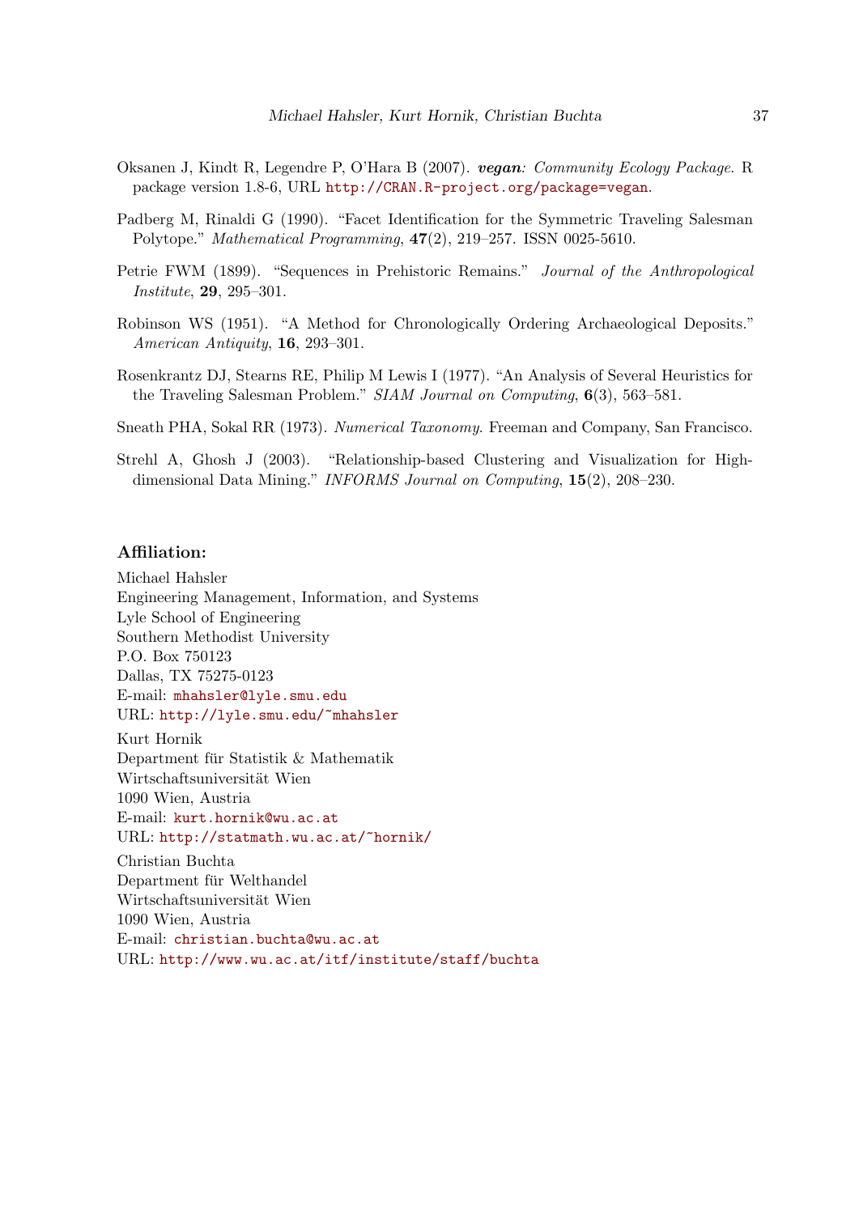Oksanen J, Kindt R, Legendre P, O'Hara B (2007). ***vegan**: Community Ecology Package*. R package version 1.8-6, URL http://CRAN.R-project.org/package=vegan.

Padberg M, Rinaldi G (1990). "Facet Identification for the Symmetric Traveling Salesman Polytope." *Mathematical Programming*, **47**(2), 219–257. ISSN 0025-5610.

Petrie FWM (1899). "Sequences in Prehistoric Remains." *Journal of the Anthropological Institute*, **29**, 295–301.

Robinson WS (1951). "A Method for Chronologically Ordering Archaeological Deposits." *American Antiquity*, **16**, 293–301.

Rosenkrantz DJ, Stearns RE, Philip M Lewis I (1977). "An Analysis of Several Heuristics for the Traveling Salesman Problem." *SIAM Journal on Computing*, **6**(3), 563–581.

Sneath PHA, Sokal RR (1973). *Numerical Taxonomy*. Freeman and Company, San Francisco.

Strehl A, Ghosh J (2003). "Relationship-based Clustering and Visualization for High-dimensional Data Mining." *INFORMS Journal on Computing*, **15**(2), 208–230.

**Affiliation:**

Michael Hahsler
Engineering Management, Information, and Systems
Lyle School of Engineering
Southern Methodist University
P.O. Box 750123
Dallas, TX 75275-0123
E-mail: mhahsler@lyle.smu.edu
URL: http://lyle.smu.edu/~mhahsler

Kurt Hornik
Department für Statistik & Mathematik
Wirtschaftsuniversität Wien
1090 Wien, Austria
E-mail: kurt.hornik@wu.ac.at
URL: http://statmath.wu.ac.at/~hornik/

Christian Buchta
Department für Welthandel
Wirtschaftsuniversität Wien
1090 Wien, Austria
E-mail: christian.buchta@wu.ac.at
URL: http://www.wu.ac.at/itf/institute/staff/buchta